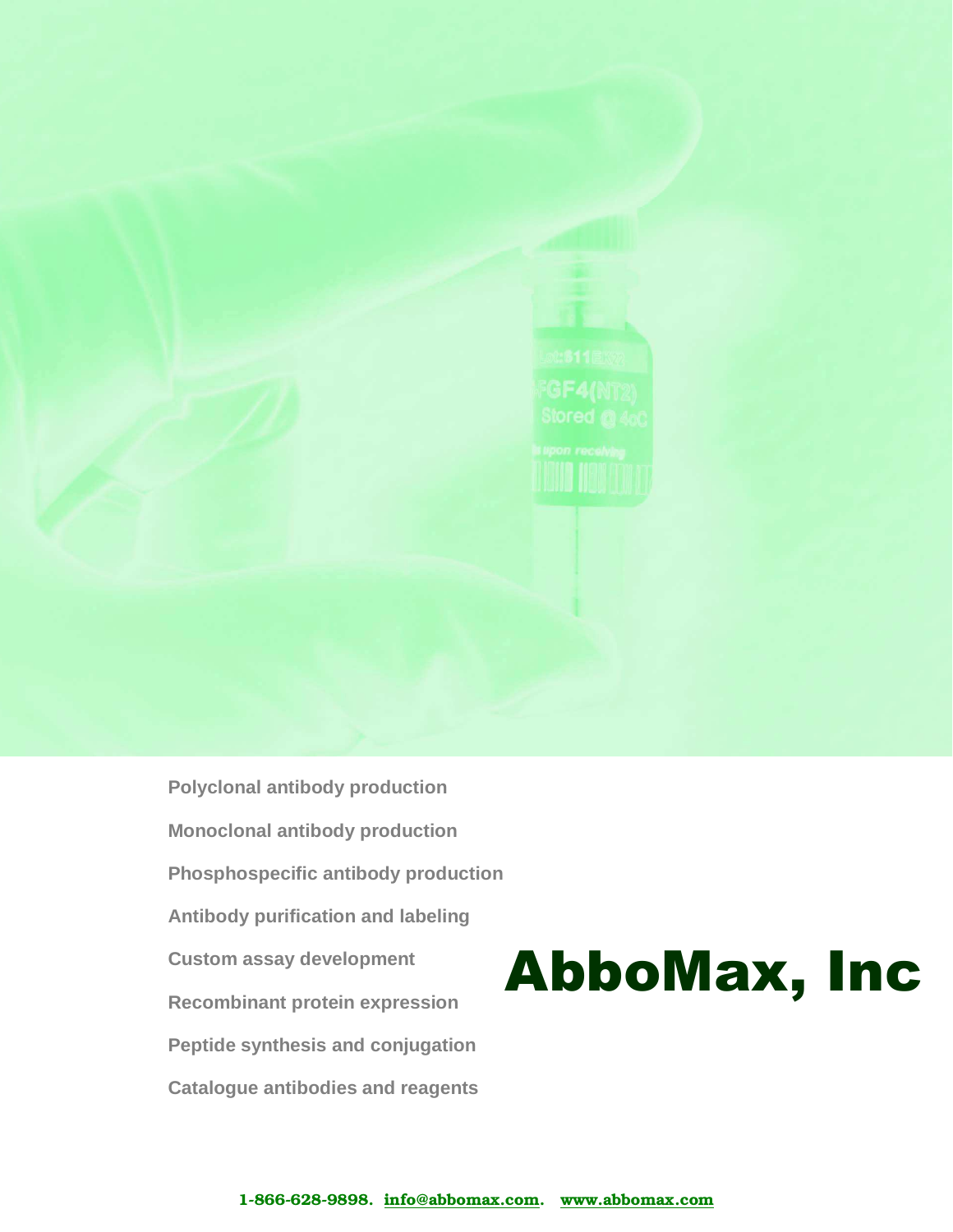Polyclonal antibody production

Monoclonal antibody production

Phosphospecific antibody production

Antibody purification and labeling

Custom assay development

Recombinant protein expression

Peptide synthesis and conjugation

Catalogue antibodies and reagents

# AbboMax, Inc

**1-866-628-9898. info@abbomax.com. www.abbomax.com**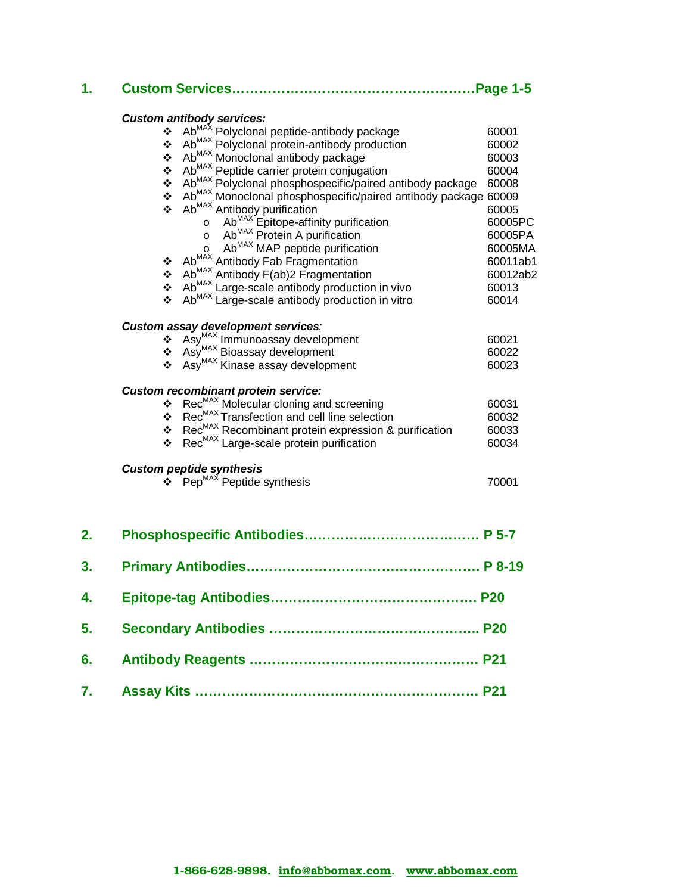## 1. Custom Services……………………………………………Page 1-5

***Custom antibody services:***

- Ab$^{MAX}$ Polyclonal peptide-antibody package 60001
- Ab$^{MAX}$ Polyclonal protein-antibody production 60002
- Ab$^{MAX}$ Monoclonal antibody package 60003
- Ab$^{MAX}$ Peptide carrier protein conjugation 60004
- Ab$^{MAX}$ Polyclonal phosphospecific/paired antibody package 60008
- Ab$^{MAX}$ Monoclonal phosphospecific/paired antibody package 60009
- Ab$^{MAX}$ Antibody purification 60005
    - Ab$^{MAX}$ Epitope-affinity purification 60005PC
    - Ab$^{MAX}$ Protein A purification 60005PA
    - Ab$^{MAX}$ MAP peptide purification 60005MA
- Ab$^{MAX}$ Antibody Fab Fragmentation 60011ab1
- Ab$^{MAX}$ Antibody F(ab)2 Fragmentation 60012ab2
- Ab$^{MAX}$ Large-scale antibody production in vivo 60013
- Ab$^{MAX}$ Large-scale antibody production in vitro 60014

***Custom assay development services:***

- Asy$^{MAX}$ Immunoassay development 60021
- Asy$^{MAX}$ Bioassay development 60022
- Asy$^{MAX}$ Kinase assay development 60023

***Custom recombinant protein service:***

- Rec$^{MAX}$ Molecular cloning and screening 60031
- Rec$^{MAX}$ Transfection and cell line selection 60032
- Rec$^{MAX}$ Recombinant protein expression & purification 60033
- Rec$^{MAX}$ Large-scale protein purification 60034

***Custom peptide synthesis***

- Pep$^{MAX}$ Peptide synthesis 70001

## 2. Phosphospecific Antibodies………………………………… P 5-7

## 3. Primary Antibodies…………………………………………… P 8-19

## 4. Epitope-tag Antibodies……………………………………. P20

## 5. Secondary Antibodies ………………………………………. P20

## 6. Antibody Reagents ………………………………………….. P21

## 7. Assay Kits ……………………………………………………. P21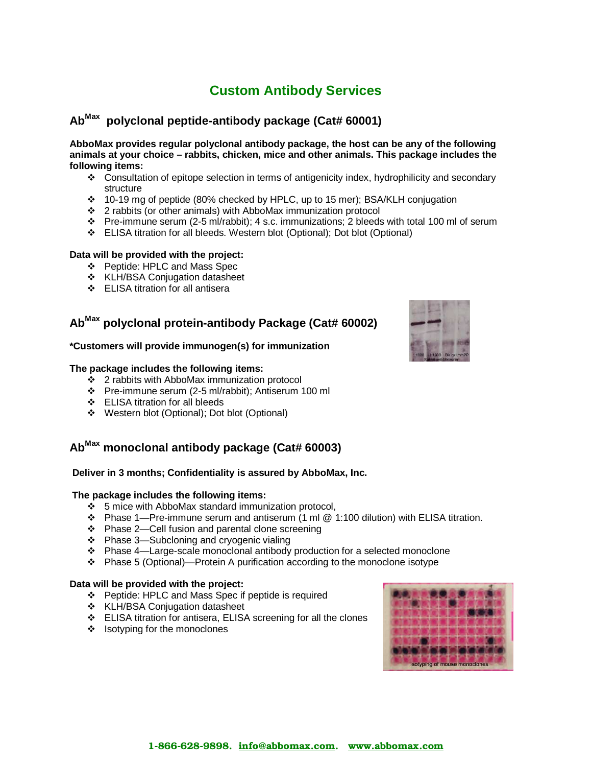# Custom Antibody Services

## Ab$^{Max}$ polyclonal peptide-antibody package (Cat# 60001)

**AbboMax provides regular polyclonal antibody package, the host can be any of the following animals at your choice – rabbits, chicken, mice and other animals. This package includes the following items:**

- Consultation of epitope selection in terms of antigenicity index, hydrophilicity and secondary structure
- 10-19 mg of peptide (80% checked by HPLC, up to 15 mer); BSA/KLH conjugation
- 2 rabbits (or other animals) with AbboMax immunization protocol
- Pre-immune serum (2-5 ml/rabbit); 4 s.c. immunizations; 2 bleeds with total 100 ml of serum
- ELISA titration for all bleeds. Western blot (Optional); Dot blot (Optional)

**Data will be provided with the project:**

- Peptide: HPLC and Mass Spec
- KLH/BSA Conjugation datasheet
- ELISA titration for all antisera

## Ab$^{Max}$ polyclonal protein-antibody Package (Cat# 60002)

**\*Customers will provide immunogen(s) for immunization**

**The package includes the following items:**

- 2 rabbits with AbboMax immunization protocol
- Pre-immune serum (2-5 ml/rabbit); Antiserum 100 ml
- ELISA titration for all bleeds
- Western blot (Optional); Dot blot (Optional)

## Ab$^{Max}$ monoclonal antibody package (Cat# 60003)

**Deliver in 3 months; Confidentiality is assured by AbboMax, Inc.**

**The package includes the following items:**

- 5 mice with AbboMax standard immunization protocol,
- Phase 1—Pre-immune serum and antiserum (1 ml @ 1:100 dilution) with ELISA titration.
- Phase 2—Cell fusion and parental clone screening
- Phase 3—Subcloning and cryogenic vialing
- Phase 4—Large-scale monoclonal antibody production for a selected monoclone
- Phase 5 (Optional)—Protein A purification according to the monoclone isotype

**Data will be provided with the project:**

- Peptide: HPLC and Mass Spec if peptide is required
- KLH/BSA Conjugation datasheet
- ELISA titration for antisera, ELISA screening for all the clones
- Isotyping for the monoclones

Isotyping of mouse monoclones

**1-866-628-9898. info@abbomax.com. www.abbomax.com**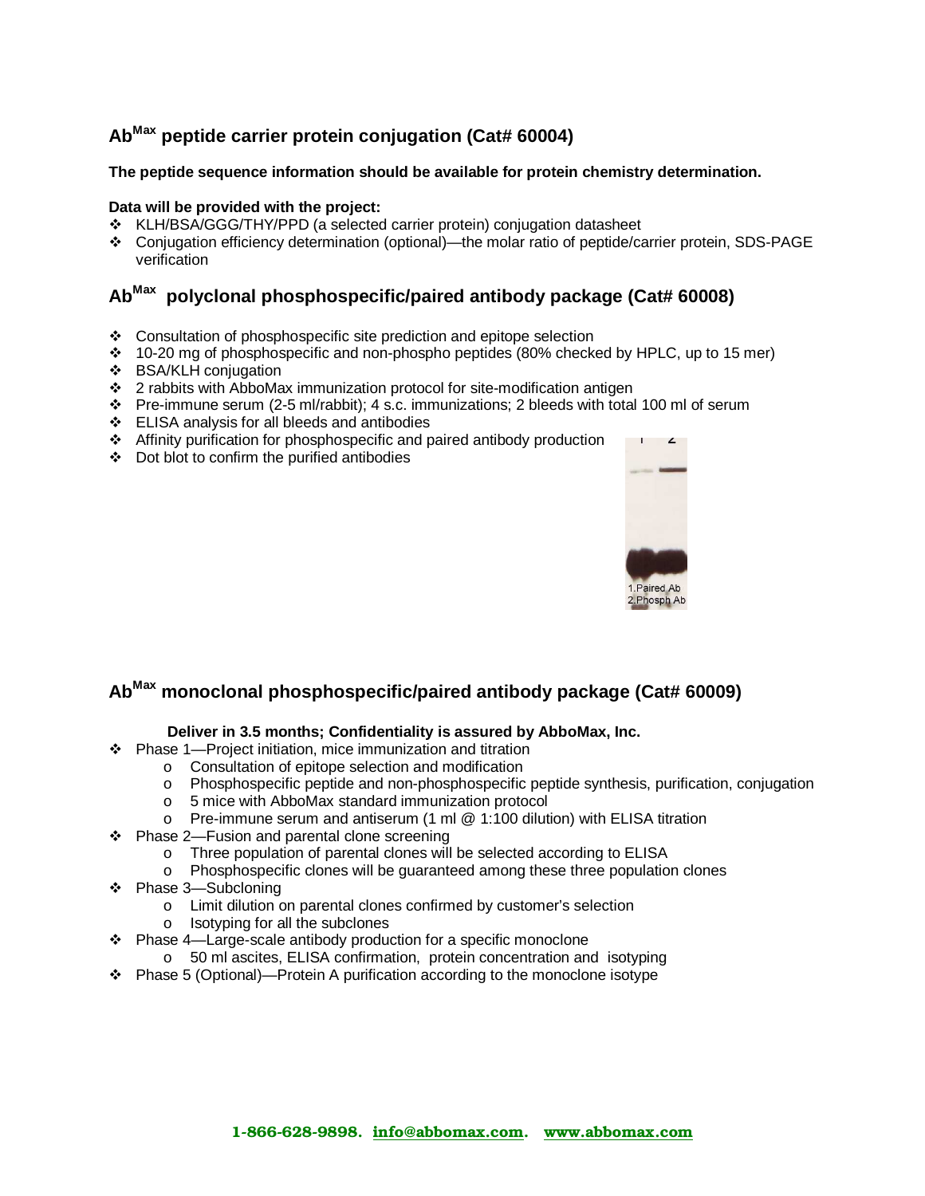## Ab$^{Max}$ peptide carrier protein conjugation (Cat# 60004)

**The peptide sequence information should be available for protein chemistry determination.**

**Data will be provided with the project:**

- KLH/BSA/GGG/THY/PPD (a selected carrier protein) conjugation datasheet
- Conjugation efficiency determination (optional)—the molar ratio of peptide/carrier protein, SDS-PAGE verification

## Ab$^{Max}$ polyclonal phosphospecific/paired antibody package (Cat# 60008)

- Consultation of phosphospecific site prediction and epitope selection
- 10-20 mg of phosphospecific and non-phospho peptides (80% checked by HPLC, up to 15 mer)
- BSA/KLH conjugation
- 2 rabbits with AbboMax immunization protocol for site-modification antigen
- Pre-immune serum (2-5 ml/rabbit); 4 s.c. immunizations; 2 bleeds with total 100 ml of serum
- ELISA analysis for all bleeds and antibodies
- Affinity purification for phosphospecific and paired antibody production
- Dot blot to confirm the purified antibodies

1.Paired Ab
2.Phosph Ab

## Ab$^{Max}$ monoclonal phosphospecific/paired antibody package (Cat# 60009)

**Deliver in 3.5 months; Confidentiality is assured by AbboMax, Inc.**

- Phase 1—Project initiation, mice immunization and titration
  - Consultation of epitope selection and modification
  - Phosphospecific peptide and non-phosphospecific peptide synthesis, purification, conjugation
  - 5 mice with AbboMax standard immunization protocol
  - Pre-immune serum and antiserum (1 ml @ 1:100 dilution) with ELISA titration
- Phase 2—Fusion and parental clone screening
  - Three population of parental clones will be selected according to ELISA
  - Phosphospecific clones will be guaranteed among these three population clones
- Phase 3—Subcloning
  - Limit dilution on parental clones confirmed by customer's selection
  - Isotyping for all the subclones
- Phase 4—Large-scale antibody production for a specific monoclone
  - 50 ml ascites, ELISA confirmation, protein concentration and isotyping
- Phase 5 (Optional)—Protein A purification according to the monoclone isotype

1-866-628-9898. info@abbomax.com. www.abbomax.com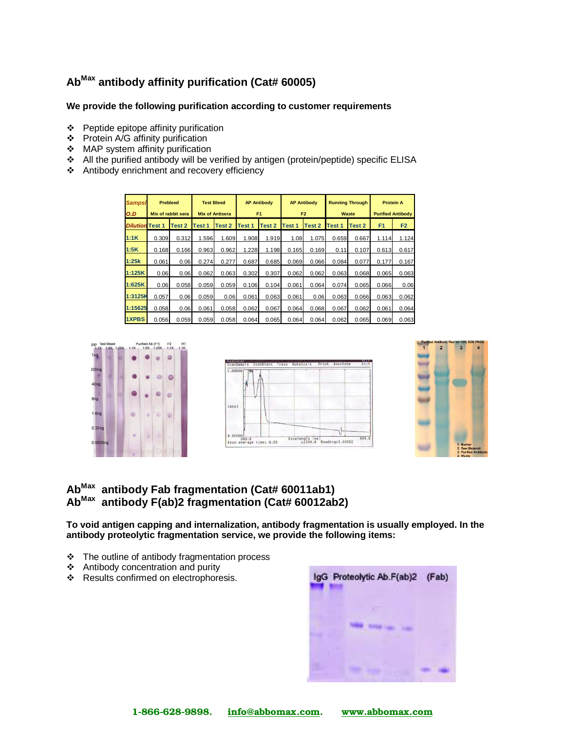## $Ab^{Max}$ antibody affinity purification (Cat# 60005)

**We provide the following purification according to customer requirements**

- Peptide epitope affinity purification
- Protein A/G affinity purification
- MAP system affinity purification
- All the purified antibody will be verified by antigen (protein/peptide) specific ELISA
- Antibody enrichment and recovery efficiency

| Sampsl O.D | Prebleed Mix of rabbit sera | | Test Bleed Mix of Antisera | | AP Antibody F1 | | AP Antibody F2 | | Running Through Waste | | Protein A Purified Antibody | |
|---|---|---|---|---|---|---|---|---|---|---|---|---|
| Dilution | Test 1 | Test 2 | Test 1 | Test 2 | Test 1 | Test 2 | Test 1 | Test 2 | Test 1 | Test 2 | F1 | F2 |
| 1:1K | 0.309 | 0.312 | 1.596 | 1.609 | 1.908 | 1.919 | 1.08 | 1.075 | 0.659 | 0.667 | 1.114 | 1.124 |
| 1:5K | 0.168 | 0.166 | 0.963 | 0.962 | 1.228 | 1.198 | 0.165 | 0.169 | 0.11 | 0.107 | 0.613 | 0.617 |
| 1:25k | 0.061 | 0.06 | 0.274 | 0.277 | 0.687 | 0.685 | 0.069 | 0.066 | 0.084 | 0.077 | 0.177 | 0.167 |
| 1:125K | 0.06 | 0.06 | 0.062 | 0.063 | 0.302 | 0.307 | 0.062 | 0.062 | 0.063 | 0.068 | 0.065 | 0.063 |
| 1:625K | 0.06 | 0.058 | 0.059 | 0.059 | 0.106 | 0.104 | 0.061 | 0.064 | 0.074 | 0.065 | 0.066 | 0.06 |
| 1:3125K | 0.057 | 0.06 | 0.059 | 0.06 | 0.061 | 0.063 | 0.061 | 0.06 | 0.063 | 0.066 | 0.063 | 0.062 |
| 1:15625 | 0.058 | 0.06 | 0.061 | 0.058 | 0.062 | 0.067 | 0.064 | 0.068 | 0.067 | 0.062 | 0.061 | 0.064 |
| 1XPBS | 0.056 | 0.059 | 0.059 | 0.058 | 0.064 | 0.065 | 0.064 | 0.064 | 0.062 | 0.065 | 0.069 | 0.063 |

## $Ab^{Max}$ antibody Fab fragmentation (Cat# 60011ab1)
## $Ab^{Max}$ antibody F(ab)2 fragmentation (Cat# 60012ab2)

**To void antigen capping and internalization, antibody fragmentation is usually employed. In the antibody proteolytic fragmentation service, we provide the following items:**

- The outline of antibody fragmentation process
- Antibody concentration and purity
- Results confirmed on electrophoresis.

1-866-628-9898. info@abbomax.com. www.abbomax.com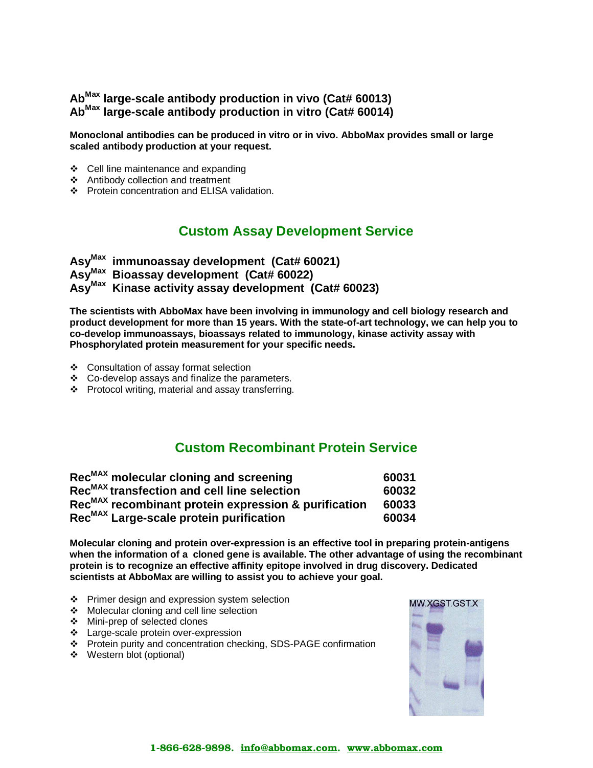**Ab$^{Max}$ large-scale antibody production in vivo (Cat# 60013)**
**Ab$^{Max}$ large-scale antibody production in vitro (Cat# 60014)**

**Monoclonal antibodies can be produced in vitro or in vivo. AbboMax provides small or large scaled antibody production at your request.**

- Cell line maintenance and expanding
- Antibody collection and treatment
- Protein concentration and ELISA validation.

## Custom Assay Development Service

**Asy$^{Max}$ immunoassay development (Cat# 60021)**
**Asy$^{Max}$ Bioassay development (Cat# 60022)**
**Asy$^{Max}$ Kinase activity assay development (Cat# 60023)**

**The scientists with AbboMax have been involving in immunology and cell biology research and product development for more than 15 years. With the state-of-art technology, we can help you to co-develop immunoassays, bioassays related to immunology, kinase activity assay with Phosphorylated protein measurement for your specific needs.**

- Consultation of assay format selection
- Co-develop assays and finalize the parameters.
- Protocol writing, material and assay transferring.

## Custom Recombinant Protein Service

| | |
|---|---|
| **Rec$^{MAX}$ molecular cloning and screening** | **60031** |
| **Rec$^{MAX}$ transfection and cell line selection** | **60032** |
| **Rec$^{MAX}$ recombinant protein expression & purification** | **60033** |
| **Rec$^{MAX}$ Large-scale protein purification** | **60034** |

**Molecular cloning and protein over-expression is an effective tool in preparing protein-antigens when the information of a cloned gene is available. The other advantage of using the recombinant protein is to recognize an effective affinity epitope involved in drug discovery. Dedicated scientists at AbboMax are willing to assist you to achieve your goal.**

- Primer design and expression system selection
- Molecular cloning and cell line selection
- Mini-prep of selected clones
- Large-scale protein over-expression
- Protein purity and concentration checking, SDS-PAGE confirmation
- Western blot (optional)

MW.XGST.GST.X

**1-866-628-9898. info@abbomax.com. www.abbomax.com**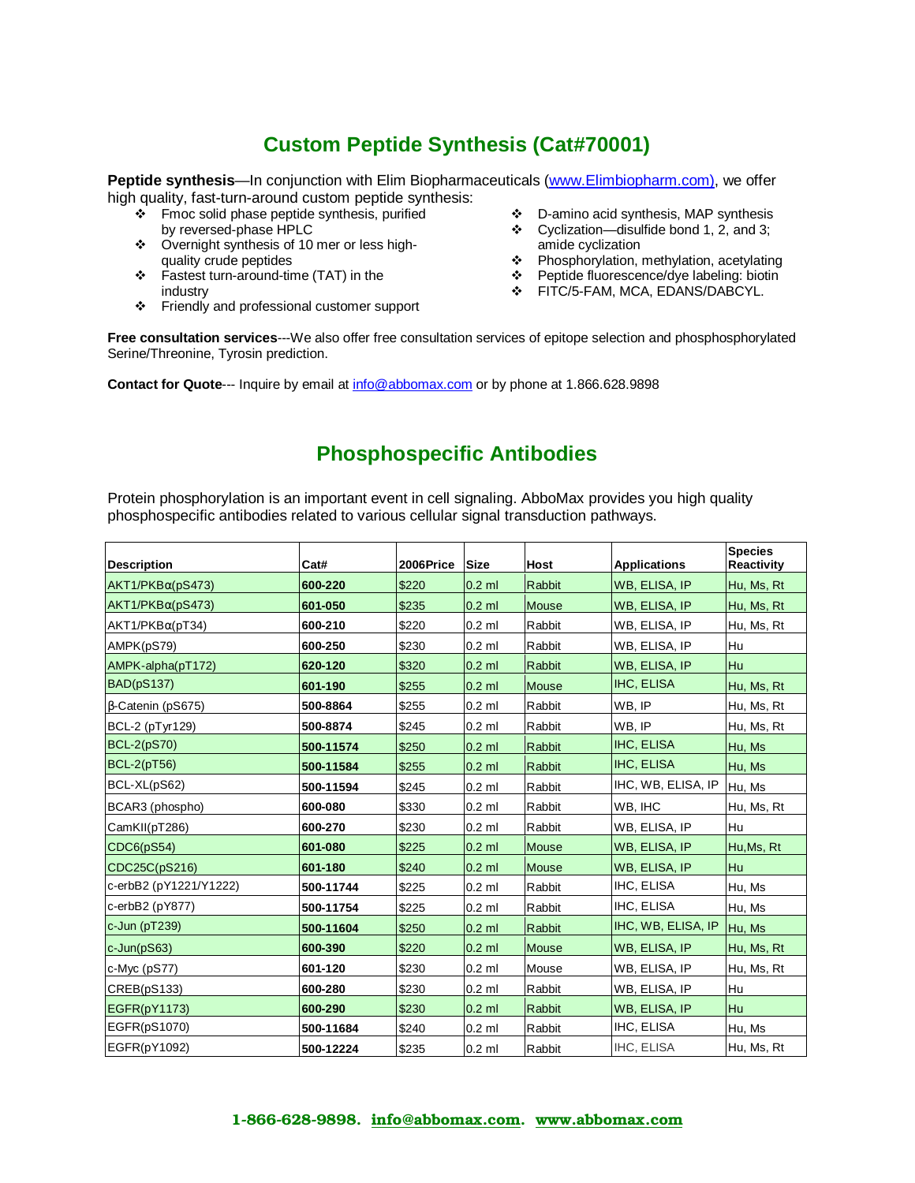# Custom Peptide Synthesis (Cat#70001)

**Peptide synthesis**—In conjunction with Elim Biopharmaceuticals (www.Elimbiopharm.com), we offer high quality, fast-turn-around custom peptide synthesis:

- ❖ Fmoc solid phase peptide synthesis, purified by reversed-phase HPLC
- ❖ Overnight synthesis of 10 mer or less high-quality crude peptides
- ❖ Fastest turn-around-time (TAT) in the industry
- ❖ Friendly and professional customer support
- ❖ D-amino acid synthesis, MAP synthesis
- ❖ Cyclization—disulfide bond 1, 2, and 3; amide cyclization
- ❖ Phosphorylation, methylation, acetylating
- ❖ Peptide fluorescence/dye labeling: biotin
- ❖ FITC/5-FAM, MCA, EDANS/DABCYL.

**Free consultation services**---We also offer free consultation services of epitope selection and phosphosphorylated Serine/Threonine, Tyrosin prediction.

**Contact for Quote**--- Inquire by email at info@abbomax.com or by phone at 1.866.628.9898

# Phosphospecific Antibodies

Protein phosphorylation is an important event in cell signaling. AbboMax provides you high quality phosphospecific antibodies related to various cellular signal transduction pathways.

| Description | Cat# | 2006Price | Size | Host | Applications | Species Reactivity |
|---|---|---|---|---|---|---|
| AKT1/PKBα(pS473) | **600-220** | $220 | 0.2 ml | Rabbit | WB, ELISA, IP | Hu, Ms, Rt |
| AKT1/PKBα(pS473) | **601-050** | $235 | 0.2 ml | Mouse | WB, ELISA, IP | Hu, Ms, Rt |
| AKT1/PKBα(pT34) | **600-210** | $220 | 0.2 ml | Rabbit | WB, ELISA, IP | Hu, Ms, Rt |
| AMPK(pS79) | **600-250** | $230 | 0.2 ml | Rabbit | WB, ELISA, IP | Hu |
| AMPK-alpha(pT172) | **620-120** | $320 | 0.2 ml | Rabbit | WB, ELISA, IP | Hu |
| BAD(pS137) | **601-190** | $255 | 0.2 ml | Mouse | IHC, ELISA | Hu, Ms, Rt |
| β-Catenin (pS675) | **500-8864** | $255 | 0.2 ml | Rabbit | WB, IP | Hu, Ms, Rt |
| BCL-2 (pTyr129) | **500-8874** | $245 | 0.2 ml | Rabbit | WB, IP | Hu, Ms, Rt |
| BCL-2(pS70) | **500-11574** | $250 | 0.2 ml | Rabbit | IHC, ELISA | Hu, Ms |
| BCL-2(pT56) | **500-11584** | $255 | 0.2 ml | Rabbit | IHC, ELISA | Hu, Ms |
| BCL-XL(pS62) | **500-11594** | $245 | 0.2 ml | Rabbit | IHC, WB, ELISA, IP | Hu, Ms |
| BCAR3 (phospho) | **600-080** | $330 | 0.2 ml | Rabbit | WB, IHC | Hu, Ms, Rt |
| CamKII(pT286) | **600-270** | $230 | 0.2 ml | Rabbit | WB, ELISA, IP | Hu |
| CDC6(pS54) | **601-080** | $225 | 0.2 ml | Mouse | WB, ELISA, IP | Hu,Ms, Rt |
| CDC25C(pS216) | **601-180** | $240 | 0.2 ml | Mouse | WB, ELISA, IP | Hu |
| c-erbB2 (pY1221/Y1222) | **500-11744** | $225 | 0.2 ml | Rabbit | IHC, ELISA | Hu, Ms |
| c-erbB2 (pY877) | **500-11754** | $225 | 0.2 ml | Rabbit | IHC, ELISA | Hu, Ms |
| c-Jun (pT239) | **500-11604** | $250 | 0.2 ml | Rabbit | IHC, WB, ELISA, IP | Hu, Ms |
| c-Jun(pS63) | **600-390** | $220 | 0.2 ml | Mouse | WB, ELISA, IP | Hu, Ms, Rt |
| c-Myc (pS77) | **601-120** | $230 | 0.2 ml | Mouse | WB, ELISA, IP | Hu, Ms, Rt |
| CREB(pS133) | **600-280** | $230 | 0.2 ml | Rabbit | WB, ELISA, IP | Hu |
| EGFR(pY1173) | **600-290** | $230 | 0.2 ml | Rabbit | WB, ELISA, IP | Hu |
| EGFR(pS1070) | **500-11684** | $240 | 0.2 ml | Rabbit | IHC, ELISA | Hu, Ms |
| EGFR(pY1092) | **500-12224** | $235 | 0.2 ml | Rabbit | IHC, ELISA | Hu, Ms, Rt |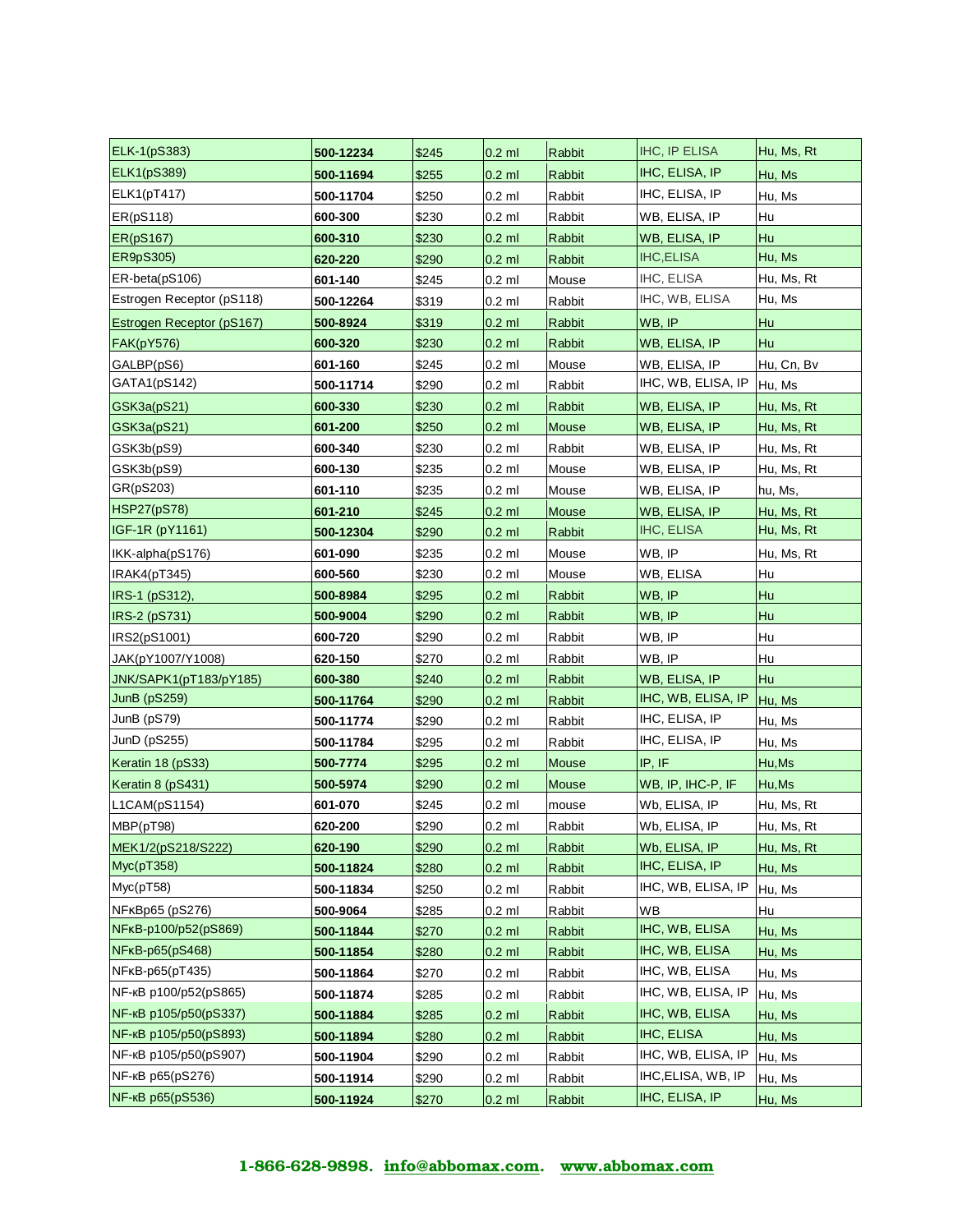| ELK-1(pS383) | 500-12234 | $245 | 0.2 ml | Rabbit | IHC, IP ELISA | Hu, Ms, Rt |
|---|---|---|---|---|---|---|
| ELK1(pS389) | 500-11694 | $255 | 0.2 ml | Rabbit | IHC, ELISA, IP | Hu, Ms |
| ELK1(pT417) | 500-11704 | $250 | 0.2 ml | Rabbit | IHC, ELISA, IP | Hu, Ms |
| ER(pS118) | 600-300 | $230 | 0.2 ml | Rabbit | WB, ELISA, IP | Hu |
| ER(pS167) | 600-310 | $230 | 0.2 ml | Rabbit | WB, ELISA, IP | Hu |
| ER9pS305) | 620-220 | $290 | 0.2 ml | Rabbit | IHC,ELISA | Hu, Ms |
| ER-beta(pS106) | 601-140 | $245 | 0.2 ml | Mouse | IHC, ELISA | Hu, Ms, Rt |
| Estrogen Receptor (pS118) | 500-12264 | $319 | 0.2 ml | Rabbit | IHC, WB, ELISA | Hu, Ms |
| Estrogen Receptor (pS167) | 500-8924 | $319 | 0.2 ml | Rabbit | WB, IP | Hu |
| FAK(pY576) | 600-320 | $230 | 0.2 ml | Rabbit | WB, ELISA, IP | Hu |
| GALBP(pS6) | 601-160 | $245 | 0.2 ml | Mouse | WB, ELISA, IP | Hu, Cn, Bv |
| GATA1(pS142) | 500-11714 | $290 | 0.2 ml | Rabbit | IHC, WB, ELISA, IP | Hu, Ms |
| GSK3a(pS21) | 600-330 | $230 | 0.2 ml | Rabbit | WB, ELISA, IP | Hu, Ms, Rt |
| GSK3a(pS21) | 601-200 | $250 | 0.2 ml | Mouse | WB, ELISA, IP | Hu, Ms, Rt |
| GSK3b(pS9) | 600-340 | $230 | 0.2 ml | Rabbit | WB, ELISA, IP | Hu, Ms, Rt |
| GSK3b(pS9) | 600-130 | $235 | 0.2 ml | Mouse | WB, ELISA, IP | Hu, Ms, Rt |
| GR(pS203) | 601-110 | $235 | 0.2 ml | Mouse | WB, ELISA, IP | hu, Ms, |
| HSP27(pS78) | 601-210 | $245 | 0.2 ml | Mouse | WB, ELISA, IP | Hu, Ms, Rt |
| IGF-1R (pY1161) | 500-12304 | $290 | 0.2 ml | Rabbit | IHC, ELISA | Hu, Ms, Rt |
| IKK-alpha(pS176) | 601-090 | $235 | 0.2 ml | Mouse | WB, IP | Hu, Ms, Rt |
| IRAK4(pT345) | 600-560 | $230 | 0.2 ml | Mouse | WB, ELISA | Hu |
| IRS-1 (pS312), | 500-8984 | $295 | 0.2 ml | Rabbit | WB, IP | Hu |
| IRS-2 (pS731) | 500-9004 | $290 | 0.2 ml | Rabbit | WB, IP | Hu |
| IRS2(pS1001) | 600-720 | $290 | 0.2 ml | Rabbit | WB, IP | Hu |
| JAK(pY1007/Y1008) | 620-150 | $270 | 0.2 ml | Rabbit | WB, IP | Hu |
| JNK/SAPK1(pT183/pY185) | 600-380 | $240 | 0.2 ml | Rabbit | WB, ELISA, IP | Hu |
| JunB (pS259) | 500-11764 | $290 | 0.2 ml | Rabbit | IHC, WB, ELISA, IP | Hu, Ms |
| JunB (pS79) | 500-11774 | $290 | 0.2 ml | Rabbit | IHC, ELISA, IP | Hu, Ms |
| JunD (pS255) | 500-11784 | $295 | 0.2 ml | Rabbit | IHC, ELISA, IP | Hu, Ms |
| Keratin 18 (pS33) | 500-7774 | $295 | 0.2 ml | Mouse | IP, IF | Hu,Ms |
| Keratin 8 (pS431) | 500-5974 | $290 | 0.2 ml | Mouse | WB, IP, IHC-P, IF | Hu,Ms |
| L1CAM(pS1154) | 601-070 | $245 | 0.2 ml | mouse | Wb, ELISA, IP | Hu, Ms, Rt |
| MBP(pT98) | 620-200 | $290 | 0.2 ml | Rabbit | Wb, ELISA, IP | Hu, Ms, Rt |
| MEK1/2(pS218/S222) | 620-190 | $290 | 0.2 ml | Rabbit | Wb, ELISA, IP | Hu, Ms, Rt |
| Myc(pT358) | 500-11824 | $280 | 0.2 ml | Rabbit | IHC, ELISA, IP | Hu, Ms |
| Myc(pT58) | 500-11834 | $250 | 0.2 ml | Rabbit | IHC, WB, ELISA, IP | Hu, Ms |
| NFκBp65 (pS276) | 500-9064 | $285 | 0.2 ml | Rabbit | WB | Hu |
| NFκB-p100/p52(pS869) | 500-11844 | $270 | 0.2 ml | Rabbit | IHC, WB, ELISA | Hu, Ms |
| NFκB-p65(pS468) | 500-11854 | $280 | 0.2 ml | Rabbit | IHC, WB, ELISA | Hu, Ms |
| NFκB-p65(pT435) | 500-11864 | $270 | 0.2 ml | Rabbit | IHC, WB, ELISA | Hu, Ms |
| NF-κB p100/p52(pS865) | 500-11874 | $285 | 0.2 ml | Rabbit | IHC, WB, ELISA, IP | Hu, Ms |
| NF-κB p105/p50(pS337) | 500-11884 | $285 | 0.2 ml | Rabbit | IHC, WB, ELISA | Hu, Ms |
| NF-κB p105/p50(pS893) | 500-11894 | $280 | 0.2 ml | Rabbit | IHC, ELISA | Hu, Ms |
| NF-κB p105/p50(pS907) | 500-11904 | $290 | 0.2 ml | Rabbit | IHC, WB, ELISA, IP | Hu, Ms |
| NF-κB p65(pS276) | 500-11914 | $290 | 0.2 ml | Rabbit | IHC,ELISA, WB, IP | Hu, Ms |
| NF-κB p65(pS536) | 500-11924 | $270 | 0.2 ml | Rabbit | IHC, ELISA, IP | Hu, Ms |

**1-866-628-9898. info@abbomax.com. www.abbomax.com**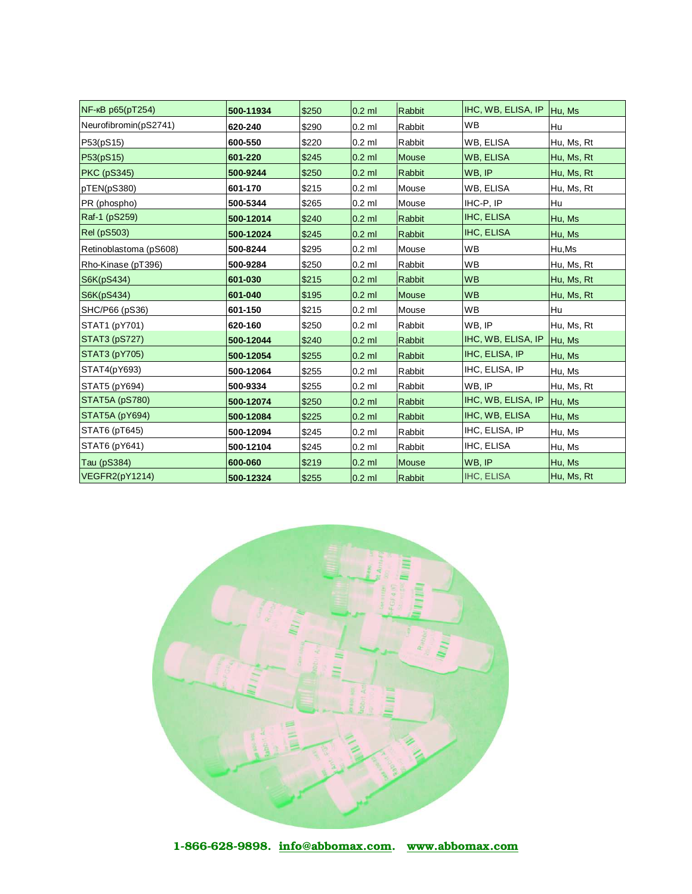| NF-κB p65(pT254) | 500-11934 | $250 | 0.2 ml | Rabbit | IHC, WB, ELISA, IP | Hu, Ms |
|---|---|---|---|---|---|---|
| Neurofibromin(pS2741) | 620-240 | $290 | 0.2 ml | Rabbit | WB | Hu |
| P53(pS15) | 600-550 | $220 | 0.2 ml | Rabbit | WB, ELISA | Hu, Ms, Rt |
| P53(pS15) | 601-220 | $245 | 0.2 ml | Mouse | WB, ELISA | Hu, Ms, Rt |
| PKC (pS345) | 500-9244 | $250 | 0.2 ml | Rabbit | WB, IP | Hu, Ms, Rt |
| pTEN(pS380) | 601-170 | $215 | 0.2 ml | Mouse | WB, ELISA | Hu, Ms, Rt |
| PR (phospho) | 500-5344 | $265 | 0.2 ml | Mouse | IHC-P, IP | Hu |
| Raf-1 (pS259) | 500-12014 | $240 | 0.2 ml | Rabbit | IHC, ELISA | Hu, Ms |
| Rel (pS503) | 500-12024 | $245 | 0.2 ml | Rabbit | IHC, ELISA | Hu, Ms |
| Retinoblastoma (pS608) | 500-8244 | $295 | 0.2 ml | Mouse | WB | Hu,Ms |
| Rho-Kinase (pT396) | 500-9284 | $250 | 0.2 ml | Rabbit | WB | Hu, Ms, Rt |
| S6K(pS434) | 601-030 | $215 | 0.2 ml | Rabbit | WB | Hu, Ms, Rt |
| S6K(pS434) | 601-040 | $195 | 0.2 ml | Mouse | WB | Hu, Ms, Rt |
| SHC/P66 (pS36) | 601-150 | $215 | 0.2 ml | Mouse | WB | Hu |
| STAT1 (pY701) | 620-160 | $250 | 0.2 ml | Rabbit | WB, IP | Hu, Ms, Rt |
| STAT3 (pS727) | 500-12044 | $240 | 0.2 ml | Rabbit | IHC, WB, ELISA, IP | Hu, Ms |
| STAT3 (pY705) | 500-12054 | $255 | 0.2 ml | Rabbit | IHC, ELISA, IP | Hu, Ms |
| STAT4(pY693) | 500-12064 | $255 | 0.2 ml | Rabbit | IHC, ELISA, IP | Hu, Ms |
| STAT5 (pY694) | 500-9334 | $255 | 0.2 ml | Rabbit | WB, IP | Hu, Ms, Rt |
| STAT5A (pS780) | 500-12074 | $250 | 0.2 ml | Rabbit | IHC, WB, ELISA, IP | Hu, Ms |
| STAT5A (pY694) | 500-12084 | $225 | 0.2 ml | Rabbit | IHC, WB, ELISA | Hu, Ms |
| STAT6 (pT645) | 500-12094 | $245 | 0.2 ml | Rabbit | IHC, ELISA, IP | Hu, Ms |
| STAT6 (pY641) | 500-12104 | $245 | 0.2 ml | Rabbit | IHC, ELISA | Hu, Ms |
| Tau (pS384) | 600-060 | $219 | 0.2 ml | Mouse | WB, IP | Hu, Ms |
| VEGFR2(pY1214) | 500-12324 | $255 | 0.2 ml | Rabbit | IHC, ELISA | Hu, Ms, Rt |

**1-866-628-9898. info@abbomax.com. www.abbomax.com**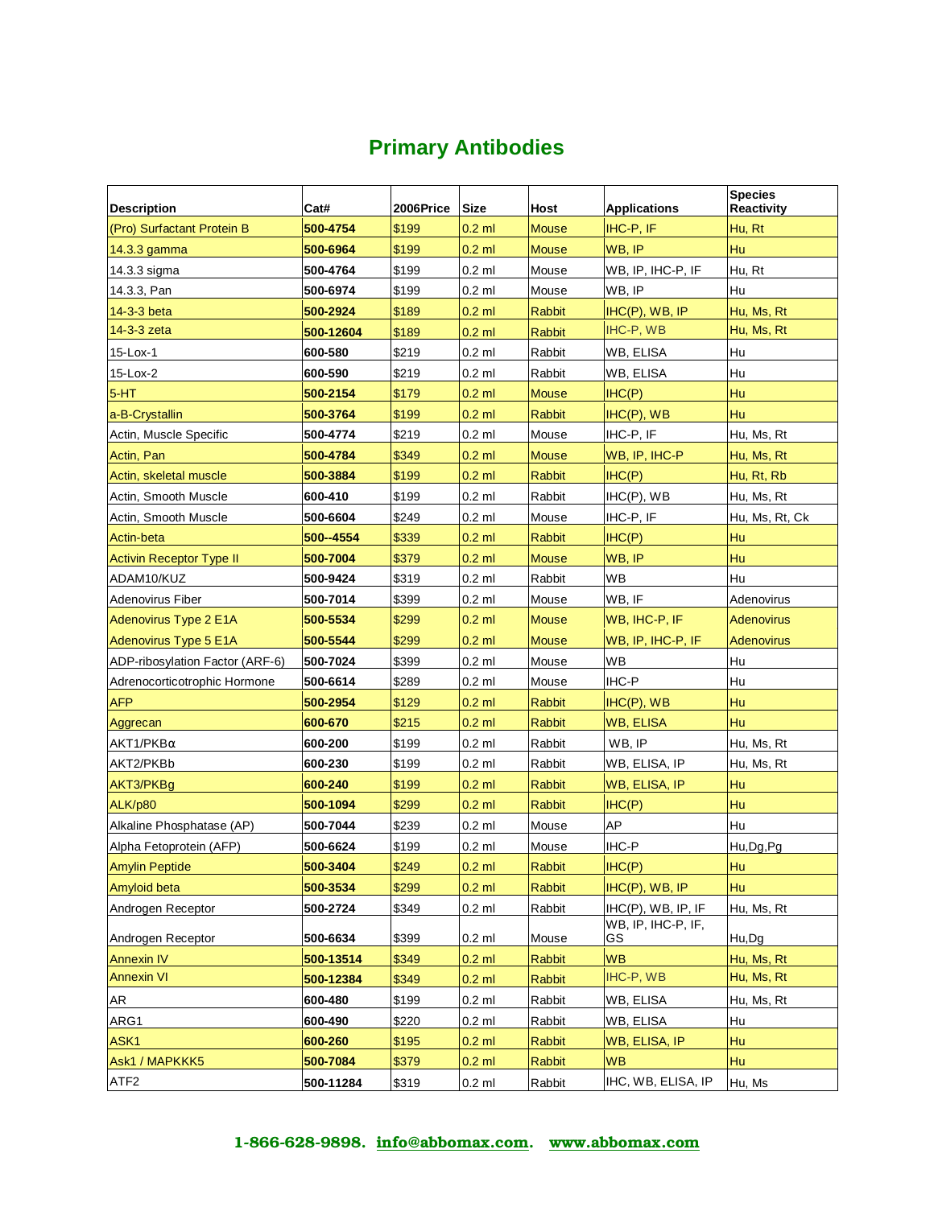## Primary Antibodies

| Description | Cat# | 2006Price | Size | Host | Applications | Species Reactivity |
|---|---|---|---|---|---|---|
| (Pro) Surfactant Protein B | 500-4754 | $199 | 0.2 ml | Mouse | IHC-P, IF | Hu, Rt |
| 14.3.3 gamma | 500-6964 | $199 | 0.2 ml | Mouse | WB, IP | Hu |
| 14.3.3 sigma | 500-4764 | $199 | 0.2 ml | Mouse | WB, IP, IHC-P, IF | Hu, Rt |
| 14.3.3, Pan | 500-6974 | $199 | 0.2 ml | Mouse | WB, IP | Hu |
| 14-3-3 beta | 500-2924 | $189 | 0.2 ml | Rabbit | IHC(P), WB, IP | Hu, Ms, Rt |
| 14-3-3 zeta | 500-12604 | $189 | 0.2 ml | Rabbit | IHC-P, WB | Hu, Ms, Rt |
| 15-Lox-1 | 600-580 | $219 | 0.2 ml | Rabbit | WB, ELISA | Hu |
| 15-Lox-2 | 600-590 | $219 | 0.2 ml | Rabbit | WB, ELISA | Hu |
| 5-HT | 500-2154 | $179 | 0.2 ml | Mouse | IHC(P) | Hu |
| a-B-Crystallin | 500-3764 | $199 | 0.2 ml | Rabbit | IHC(P), WB | Hu |
| Actin, Muscle Specific | 500-4774 | $219 | 0.2 ml | Mouse | IHC-P, IF | Hu, Ms, Rt |
| Actin, Pan | 500-4784 | $349 | 0.2 ml | Mouse | WB, IP, IHC-P | Hu, Ms, Rt |
| Actin, skeletal muscle | 500-3884 | $199 | 0.2 ml | Rabbit | IHC(P) | Hu, Rt, Rb |
| Actin, Smooth Muscle | 600-410 | $199 | 0.2 ml | Rabbit | IHC(P), WB | Hu, Ms, Rt |
| Actin, Smooth Muscle | 500-6604 | $249 | 0.2 ml | Mouse | IHC-P, IF | Hu, Ms, Rt, Ck |
| Actin-beta | 500--4554 | $339 | 0.2 ml | Rabbit | IHC(P) | Hu |
| Activin Receptor Type II | 500-7004 | $379 | 0.2 ml | Mouse | WB, IP | Hu |
| ADAM10/KUZ | 500-9424 | $319 | 0.2 ml | Rabbit | WB | Hu |
| Adenovirus Fiber | 500-7014 | $399 | 0.2 ml | Mouse | WB, IF | Adenovirus |
| Adenovirus Type 2 E1A | 500-5534 | $299 | 0.2 ml | Mouse | WB, IHC-P, IF | Adenovirus |
| Adenovirus Type 5 E1A | 500-5544 | $299 | 0.2 ml | Mouse | WB, IP, IHC-P, IF | Adenovirus |
| ADP-ribosylation Factor (ARF-6) | 500-7024 | $399 | 0.2 ml | Mouse | WB | Hu |
| Adrenocorticotrophic Hormone | 500-6614 | $289 | 0.2 ml | Mouse | IHC-P | Hu |
| AFP | 500-2954 | $129 | 0.2 ml | Rabbit | IHC(P), WB | Hu |
| Aggrecan | 600-670 | $215 | 0.2 ml | Rabbit | WB, ELISA | Hu |
| AKT1/PKBα | 600-200 | $199 | 0.2 ml | Rabbit | WB, IP | Hu, Ms, Rt |
| AKT2/PKBb | 600-230 | $199 | 0.2 ml | Rabbit | WB, ELISA, IP | Hu, Ms, Rt |
| AKT3/PKBg | 600-240 | $199 | 0.2 ml | Rabbit | WB, ELISA, IP | Hu |
| ALK/p80 | 500-1094 | $299 | 0.2 ml | Rabbit | IHC(P) | Hu |
| Alkaline Phosphatase (AP) | 500-7044 | $239 | 0.2 ml | Mouse | AP | Hu |
| Alpha Fetoprotein (AFP) | 500-6624 | $199 | 0.2 ml | Mouse | IHC-P | Hu,Dg,Pg |
| Amylin Peptide | 500-3404 | $249 | 0.2 ml | Rabbit | IHC(P) | Hu |
| Amyloid beta | 500-3534 | $299 | 0.2 ml | Rabbit | IHC(P), WB, IP | Hu |
| Androgen Receptor | 500-2724 | $349 | 0.2 ml | Rabbit | IHC(P), WB, IP, IF | Hu, Ms, Rt |
| Androgen Receptor | 500-6634 | $399 | 0.2 ml | Mouse | WB, IP, IHC-P, IF, GS | Hu,Dg |
| Annexin IV | 500-13514 | $349 | 0.2 ml | Rabbit | WB | Hu, Ms, Rt |
| Annexin VI | 500-12384 | $349 | 0.2 ml | Rabbit | IHC-P, WB | Hu, Ms, Rt |
| AR | 600-480 | $199 | 0.2 ml | Rabbit | WB, ELISA | Hu, Ms, Rt |
| ARG1 | 600-490 | $220 | 0.2 ml | Rabbit | WB, ELISA | Hu |
| ASK1 | 600-260 | $195 | 0.2 ml | Rabbit | WB, ELISA, IP | Hu |
| Ask1 / MAPKKK5 | 500-7084 | $379 | 0.2 ml | Rabbit | WB | Hu |
| ATF2 | 500-11284 | $319 | 0.2 ml | Rabbit | IHC, WB, ELISA, IP | Hu, Ms |

**1-866-628-9898. info@abbomax.com. www.abbomax.com**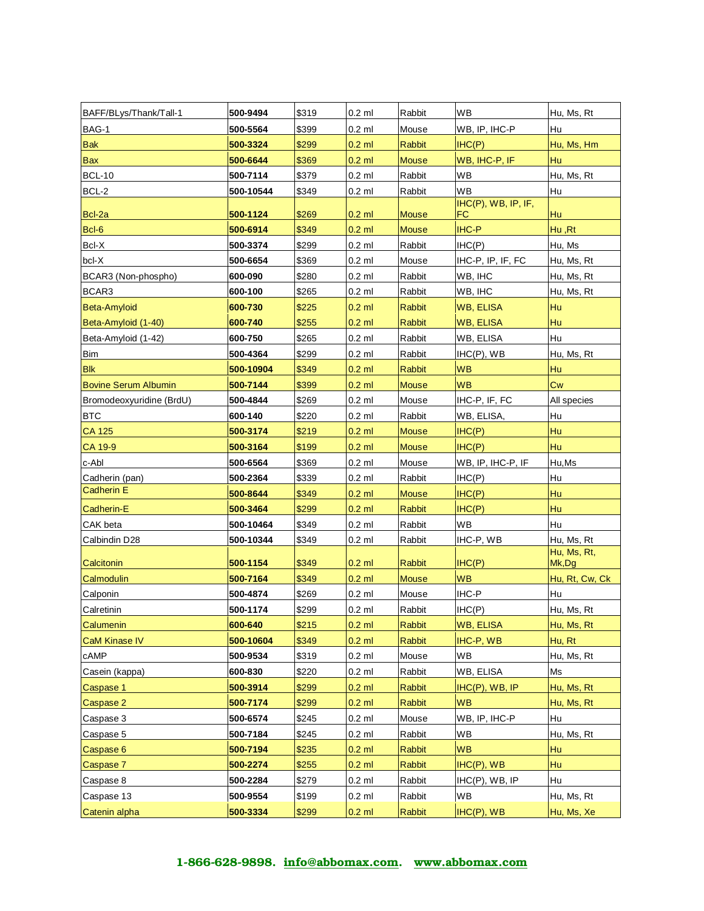| | | | | | | |
|---|---|---|---|---|---|---|
| BAFF/BLys/Thank/Tall-1 | **500-9494** | $319 | 0.2 ml | Rabbit | WB | Hu, Ms, Rt |
| BAG-1 | **500-5564** | $399 | 0.2 ml | Mouse | WB, IP, IHC-P | Hu |
| Bak | **500-3324** | $299 | 0.2 ml | Rabbit | IHC(P) | Hu, Ms, Hm |
| Bax | **500-6644** | $369 | 0.2 ml | Mouse | WB, IHC-P, IF | Hu |
| BCL-10 | **500-7114** | $379 | 0.2 ml | Rabbit | WB | Hu, Ms, Rt |
| BCL-2 | **500-10544** | $349 | 0.2 ml | Rabbit | WB | Hu |
| Bcl-2a | **500-1124** | $269 | 0.2 ml | Mouse | IHC(P), WB, IP, IF, FC | Hu |
| Bcl-6 | **500-6914** | $349 | 0.2 ml | Mouse | IHC-P | Hu ,Rt |
| Bcl-X | **500-3374** | $299 | 0.2 ml | Rabbit | IHC(P) | Hu, Ms |
| bcl-X | **500-6654** | $369 | 0.2 ml | Mouse | IHC-P, IP, IF, FC | Hu, Ms, Rt |
| BCAR3 (Non-phospho) | **600-090** | $280 | 0.2 ml | Rabbit | WB, IHC | Hu, Ms, Rt |
| BCAR3 | **600-100** | $265 | 0.2 ml | Rabbit | WB, IHC | Hu, Ms, Rt |
| Beta-Amyloid | **600-730** | $225 | 0.2 ml | Rabbit | WB, ELISA | Hu |
| Beta-Amyloid (1-40) | **600-740** | $255 | 0.2 ml | Rabbit | WB, ELISA | Hu |
| Beta-Amyloid (1-42) | **600-750** | $265 | 0.2 ml | Rabbit | WB, ELISA | Hu |
| Bim | **500-4364** | $299 | 0.2 ml | Rabbit | IHC(P), WB | Hu, Ms, Rt |
| Blk | **500-10904** | $349 | 0.2 ml | Rabbit | WB | Hu |
| Bovine Serum Albumin | **500-7144** | $399 | 0.2 ml | Mouse | WB | Cw |
| Bromodeoxyuridine (BrdU) | **500-4844** | $269 | 0.2 ml | Mouse | IHC-P, IF, FC | All species |
| BTC | **600-140** | $220 | 0.2 ml | Rabbit | WB, ELISA, | Hu |
| CA 125 | **500-3174** | $219 | 0.2 ml | Mouse | IHC(P) | Hu |
| CA 19-9 | **500-3164** | $199 | 0.2 ml | Mouse | IHC(P) | Hu |
| c-Abl | **500-6564** | $369 | 0.2 ml | Mouse | WB, IP, IHC-P, IF | Hu,Ms |
| Cadherin (pan) | **500-2364** | $339 | 0.2 ml | Rabbit | IHC(P) | Hu |
| Cadherin E | **500-8644** | $349 | 0.2 ml | Mouse | IHC(P) | Hu |
| Cadherin-E | **500-3464** | $299 | 0.2 ml | Rabbit | IHC(P) | Hu |
| CAK beta | **500-10464** | $349 | 0.2 ml | Rabbit | WB | Hu |
| Calbindin D28 | **500-10344** | $349 | 0.2 ml | Rabbit | IHC-P, WB | Hu, Ms, Rt |
| Calcitonin | **500-1154** | $349 | 0.2 ml | Rabbit | IHC(P) | Hu, Ms, Rt, Mk,Dg |
| Calmodulin | **500-7164** | $349 | 0.2 ml | Mouse | WB | Hu, Rt, Cw, Ck |
| Calponin | **500-4874** | $269 | 0.2 ml | Mouse | IHC-P | Hu |
| Calretinin | **500-1174** | $299 | 0.2 ml | Rabbit | IHC(P) | Hu, Ms, Rt |
| Calumenin | **600-640** | $215 | 0.2 ml | Rabbit | WB, ELISA | Hu, Ms, Rt |
| CaM Kinase IV | **500-10604** | $349 | 0.2 ml | Rabbit | IHC-P, WB | Hu, Rt |
| cAMP | **500-9534** | $319 | 0.2 ml | Mouse | WB | Hu, Ms, Rt |
| Casein (kappa) | **600-830** | $220 | 0.2 ml | Rabbit | WB, ELISA | Ms |
| Caspase 1 | **500-3914** | $299 | 0.2 ml | Rabbit | IHC(P), WB, IP | Hu, Ms, Rt |
| Caspase 2 | **500-7174** | $299 | 0.2 ml | Rabbit | WB | Hu, Ms, Rt |
| Caspase 3 | **500-6574** | $245 | 0.2 ml | Mouse | WB, IP, IHC-P | Hu |
| Caspase 5 | **500-7184** | $245 | 0.2 ml | Rabbit | WB | Hu, Ms, Rt |
| Caspase 6 | **500-7194** | $235 | 0.2 ml | Rabbit | WB | Hu |
| Caspase 7 | **500-2274** | $255 | 0.2 ml | Rabbit | IHC(P), WB | Hu |
| Caspase 8 | **500-2284** | $279 | 0.2 ml | Rabbit | IHC(P), WB, IP | Hu |
| Caspase 13 | **500-9554** | $199 | 0.2 ml | Rabbit | WB | Hu, Ms, Rt |
| Catenin alpha | **500-3334** | $299 | 0.2 ml | Rabbit | IHC(P), WB | Hu, Ms, Xe |

**1-866-628-9898. info@abbomax.com. www.abbomax.com**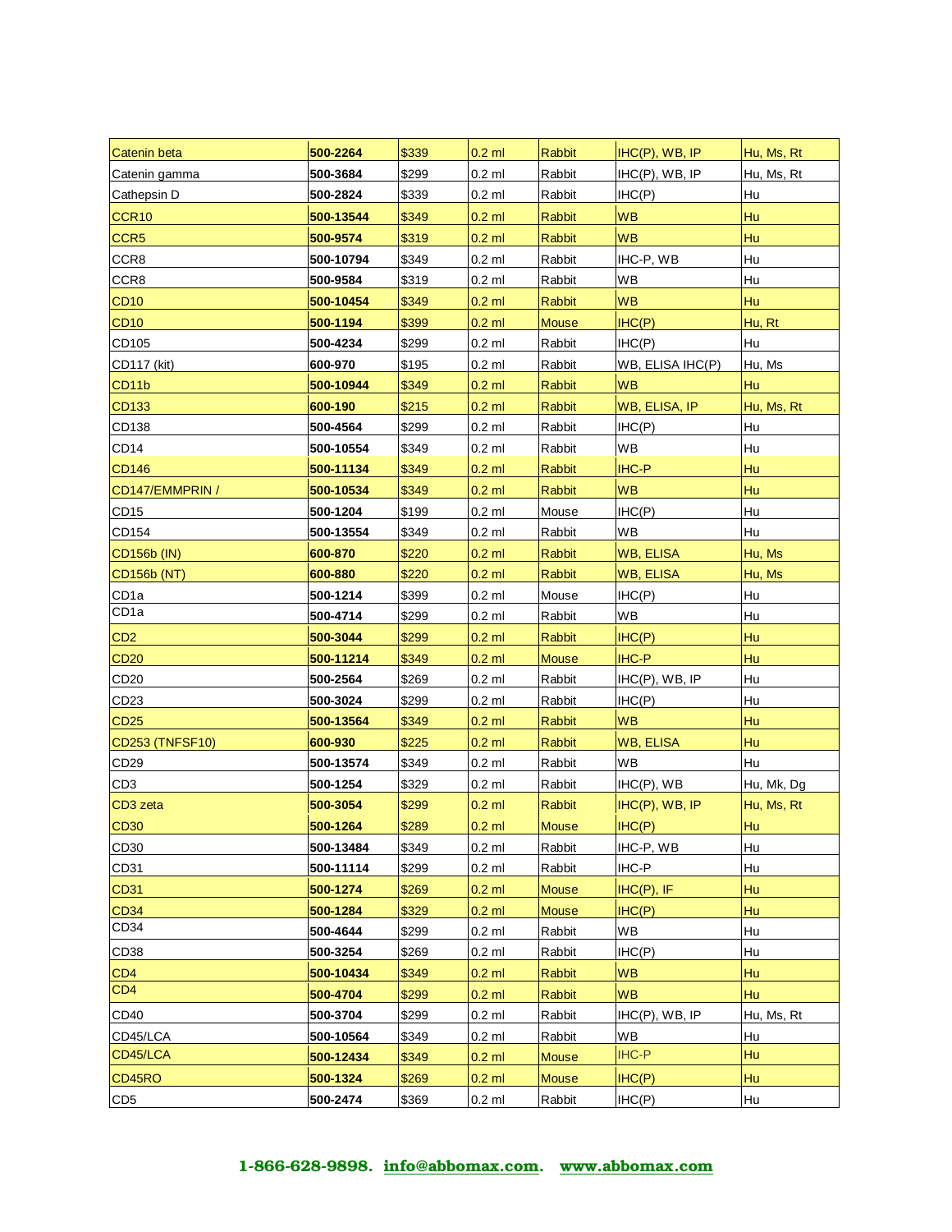| | | | | | | |
|---|---|---|---|---|---|---|
| Catenin beta | 500-2264 | $339 | 0.2 ml | Rabbit | IHC(P), WB, IP | Hu, Ms, Rt |
| Catenin gamma | 500-3684 | $299 | 0.2 ml | Rabbit | IHC(P), WB, IP | Hu, Ms, Rt |
| Cathepsin D | 500-2824 | $339 | 0.2 ml | Rabbit | IHC(P) | Hu |
| CCR10 | 500-13544 | $349 | 0.2 ml | Rabbit | WB | Hu |
| CCR5 | 500-9574 | $319 | 0.2 ml | Rabbit | WB | Hu |
| CCR8 | 500-10794 | $349 | 0.2 ml | Rabbit | IHC-P, WB | Hu |
| CCR8 | 500-9584 | $319 | 0.2 ml | Rabbit | WB | Hu |
| CD10 | 500-10454 | $349 | 0.2 ml | Rabbit | WB | Hu |
| CD10 | 500-1194 | $399 | 0.2 ml | Mouse | IHC(P) | Hu, Rt |
| CD105 | 500-4234 | $299 | 0.2 ml | Rabbit | IHC(P) | Hu |
| CD117 (kit) | 600-970 | $195 | 0.2 ml | Rabbit | WB, ELISA IHC(P) | Hu, Ms |
| CD11b | 500-10944 | $349 | 0.2 ml | Rabbit | WB | Hu |
| CD133 | 600-190 | $215 | 0.2 ml | Rabbit | WB, ELISA, IP | Hu, Ms, Rt |
| CD138 | 500-4564 | $299 | 0.2 ml | Rabbit | IHC(P) | Hu |
| CD14 | 500-10554 | $349 | 0.2 ml | Rabbit | WB | Hu |
| CD146 | 500-11134 | $349 | 0.2 ml | Rabbit | IHC-P | Hu |
| CD147/EMMPRIN / | 500-10534 | $349 | 0.2 ml | Rabbit | WB | Hu |
| CD15 | 500-1204 | $199 | 0.2 ml | Mouse | IHC(P) | Hu |
| CD154 | 500-13554 | $349 | 0.2 ml | Rabbit | WB | Hu |
| CD156b (IN) | 600-870 | $220 | 0.2 ml | Rabbit | WB, ELISA | Hu, Ms |
| CD156b (NT) | 600-880 | $220 | 0.2 ml | Rabbit | WB, ELISA | Hu, Ms |
| CD1a | 500-1214 | $399 | 0.2 ml | Mouse | IHC(P) | Hu |
| CD1a | 500-4714 | $299 | 0.2 ml | Rabbit | WB | Hu |
| CD2 | 500-3044 | $299 | 0.2 ml | Rabbit | IHC(P) | Hu |
| CD20 | 500-11214 | $349 | 0.2 ml | Mouse | IHC-P | Hu |
| CD20 | 500-2564 | $269 | 0.2 ml | Rabbit | IHC(P), WB, IP | Hu |
| CD23 | 500-3024 | $299 | 0.2 ml | Rabbit | IHC(P) | Hu |
| CD25 | 500-13564 | $349 | 0.2 ml | Rabbit | WB | Hu |
| CD253 (TNFSF10) | 600-930 | $225 | 0.2 ml | Rabbit | WB, ELISA | Hu |
| CD29 | 500-13574 | $349 | 0.2 ml | Rabbit | WB | Hu |
| CD3 | 500-1254 | $329 | 0.2 ml | Rabbit | IHC(P), WB | Hu, Mk, Dg |
| CD3 zeta | 500-3054 | $299 | 0.2 ml | Rabbit | IHC(P), WB, IP | Hu, Ms, Rt |
| CD30 | 500-1264 | $289 | 0.2 ml | Mouse | IHC(P) | Hu |
| CD30 | 500-13484 | $349 | 0.2 ml | Rabbit | IHC-P, WB | Hu |
| CD31 | 500-11114 | $299 | 0.2 ml | Rabbit | IHC-P | Hu |
| CD31 | 500-1274 | $269 | 0.2 ml | Mouse | IHC(P), IF | Hu |
| CD34 | 500-1284 | $329 | 0.2 ml | Mouse | IHC(P) | Hu |
| CD34 | 500-4644 | $299 | 0.2 ml | Rabbit | WB | Hu |
| CD38 | 500-3254 | $269 | 0.2 ml | Rabbit | IHC(P) | Hu |
| CD4 | 500-10434 | $349 | 0.2 ml | Rabbit | WB | Hu |
| CD4 | 500-4704 | $299 | 0.2 ml | Rabbit | WB | Hu |
| CD40 | 500-3704 | $299 | 0.2 ml | Rabbit | IHC(P), WB, IP | Hu, Ms, Rt |
| CD45/LCA | 500-10564 | $349 | 0.2 ml | Rabbit | WB | Hu |
| CD45/LCA | 500-12434 | $349 | 0.2 ml | Mouse | IHC-P | Hu |
| CD45RO | 500-1324 | $269 | 0.2 ml | Mouse | IHC(P) | Hu |
| CD5 | 500-2474 | $369 | 0.2 ml | Rabbit | IHC(P) | Hu |

**1-866-628-9898. info@abbomax.com. www.abbomax.com**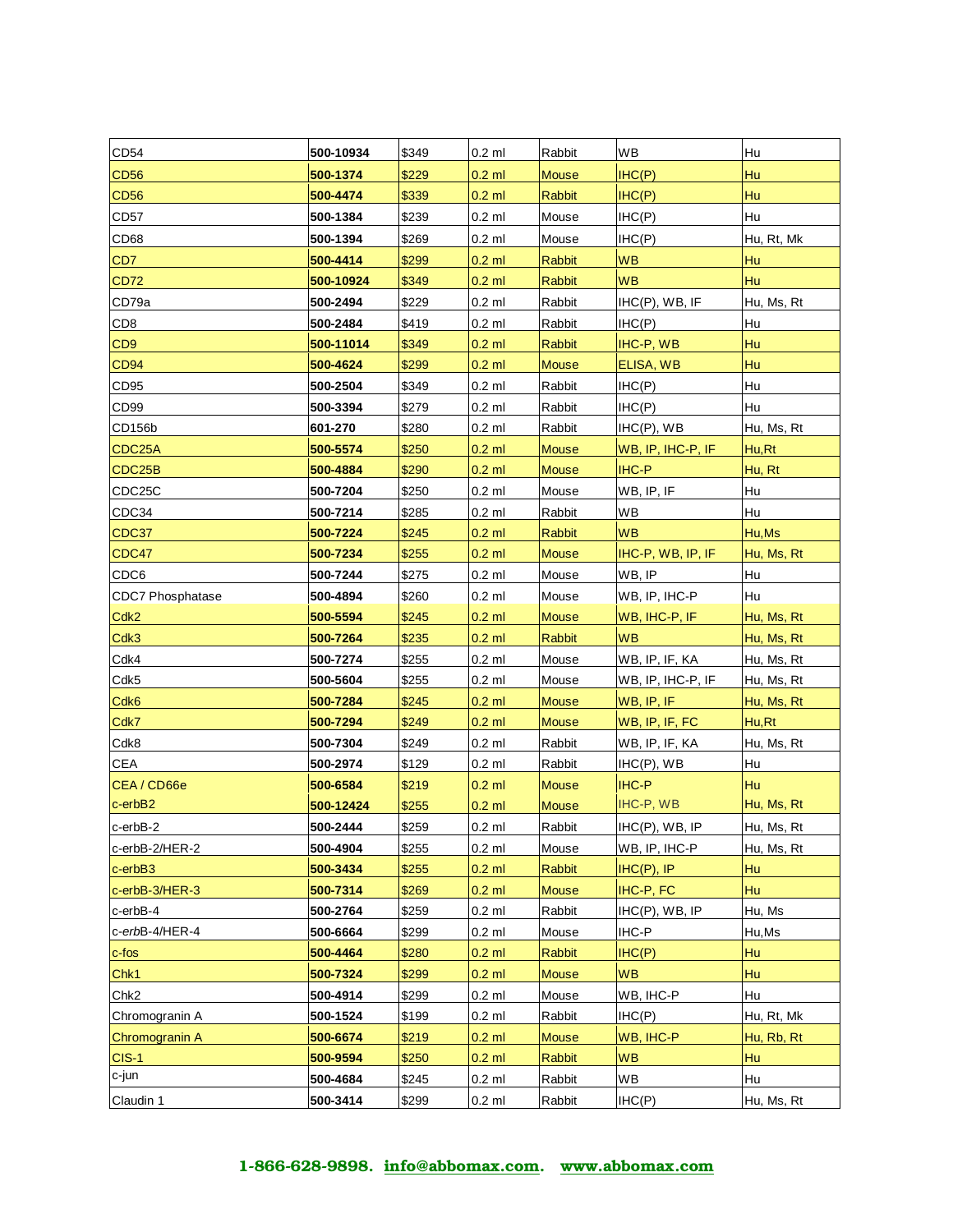| | | | | | | |
|---|---|---|---|---|---|---|
| CD54 | **500-10934** | $349 | 0.2 ml | Rabbit | WB | Hu |
| CD56 | **500-1374** | $229 | 0.2 ml | Mouse | IHC(P) | Hu |
| CD56 | **500-4474** | $339 | 0.2 ml | Rabbit | IHC(P) | Hu |
| CD57 | **500-1384** | $239 | 0.2 ml | Mouse | IHC(P) | Hu |
| CD68 | **500-1394** | $269 | 0.2 ml | Mouse | IHC(P) | Hu, Rt, Mk |
| CD7 | **500-4414** | $299 | 0.2 ml | Rabbit | WB | Hu |
| CD72 | **500-10924** | $349 | 0.2 ml | Rabbit | WB | Hu |
| CD79a | **500-2494** | $229 | 0.2 ml | Rabbit | IHC(P), WB, IF | Hu, Ms, Rt |
| CD8 | **500-2484** | $419 | 0.2 ml | Rabbit | IHC(P) | Hu |
| CD9 | **500-11014** | $349 | 0.2 ml | Rabbit | IHC-P, WB | Hu |
| CD94 | **500-4624** | $299 | 0.2 ml | Mouse | ELISA, WB | Hu |
| CD95 | **500-2504** | $349 | 0.2 ml | Rabbit | IHC(P) | Hu |
| CD99 | **500-3394** | $279 | 0.2 ml | Rabbit | IHC(P) | Hu |
| CD156b | **601-270** | $280 | 0.2 ml | Rabbit | IHC(P), WB | Hu, Ms, Rt |
| CDC25A | **500-5574** | $250 | 0.2 ml | Mouse | WB, IP, IHC-P, IF | Hu,Rt |
| CDC25B | **500-4884** | $290 | 0.2 ml | Mouse | IHC-P | Hu, Rt |
| CDC25C | **500-7204** | $250 | 0.2 ml | Mouse | WB, IP, IF | Hu |
| CDC34 | **500-7214** | $285 | 0.2 ml | Rabbit | WB | Hu |
| CDC37 | **500-7224** | $245 | 0.2 ml | Rabbit | WB | Hu,Ms |
| CDC47 | **500-7234** | $255 | 0.2 ml | Mouse | IHC-P, WB, IP, IF | Hu, Ms, Rt |
| CDC6 | **500-7244** | $275 | 0.2 ml | Mouse | WB, IP | Hu |
| CDC7 Phosphatase | **500-4894** | $260 | 0.2 ml | Mouse | WB, IP, IHC-P | Hu |
| Cdk2 | **500-5594** | $245 | 0.2 ml | Mouse | WB, IHC-P, IF | Hu, Ms, Rt |
| Cdk3 | **500-7264** | $235 | 0.2 ml | Rabbit | WB | Hu, Ms, Rt |
| Cdk4 | **500-7274** | $255 | 0.2 ml | Mouse | WB, IP, IF, KA | Hu, Ms, Rt |
| Cdk5 | **500-5604** | $255 | 0.2 ml | Mouse | WB, IP, IHC-P, IF | Hu, Ms, Rt |
| Cdk6 | **500-7284** | $245 | 0.2 ml | Mouse | WB, IP, IF | Hu, Ms, Rt |
| Cdk7 | **500-7294** | $249 | 0.2 ml | Mouse | WB, IP, IF, FC | Hu,Rt |
| Cdk8 | **500-7304** | $249 | 0.2 ml | Rabbit | WB, IP, IF, KA | Hu, Ms, Rt |
| CEA | **500-2974** | $129 | 0.2 ml | Rabbit | IHC(P), WB | Hu |
| CEA / CD66e | **500-6584** | $219 | 0.2 ml | Mouse | IHC-P | Hu |
| c-erbB2 | **500-12424** | $255 | 0.2 ml | Mouse | IHC-P, WB | Hu, Ms, Rt |
| c-erbB-2 | **500-2444** | $259 | 0.2 ml | Rabbit | IHC(P), WB, IP | Hu, Ms, Rt |
| c-erbB-2/HER-2 | **500-4904** | $255 | 0.2 ml | Mouse | WB, IP, IHC-P | Hu, Ms, Rt |
| c-erbB3 | **500-3434** | $255 | 0.2 ml | Rabbit | IHC(P), IP | Hu |
| c-erbB-3/HER-3 | **500-7314** | $269 | 0.2 ml | Mouse | IHC-P, FC | Hu |
| c-erbB-4 | **500-2764** | $259 | 0.2 ml | Rabbit | IHC(P), WB, IP | Hu, Ms |
| c-*erb*B-4/HER-4 | **500-6664** | $299 | 0.2 ml | Mouse | IHC-P | Hu,Ms |
| c-fos | **500-4464** | $280 | 0.2 ml | Rabbit | IHC(P) | Hu |
| Chk1 | **500-7324** | $299 | 0.2 ml | Mouse | WB | Hu |
| Chk2 | **500-4914** | $299 | 0.2 ml | Mouse | WB, IHC-P | Hu |
| Chromogranin A | **500-1524** | $199 | 0.2 ml | Rabbit | IHC(P) | Hu, Rt, Mk |
| Chromogranin A | **500-6674** | $219 | 0.2 ml | Mouse | WB, IHC-P | Hu, Rb, Rt |
| CIS-1 | **500-9594** | $250 | 0.2 ml | Rabbit | WB | Hu |
| c-jun | **500-4684** | $245 | 0.2 ml | Rabbit | WB | Hu |
| Claudin 1 | **500-3414** | $299 | 0.2 ml | Rabbit | IHC(P) | Hu, Ms, Rt |

**1-866-628-9898. info@abbomax.com. www.abbomax.com**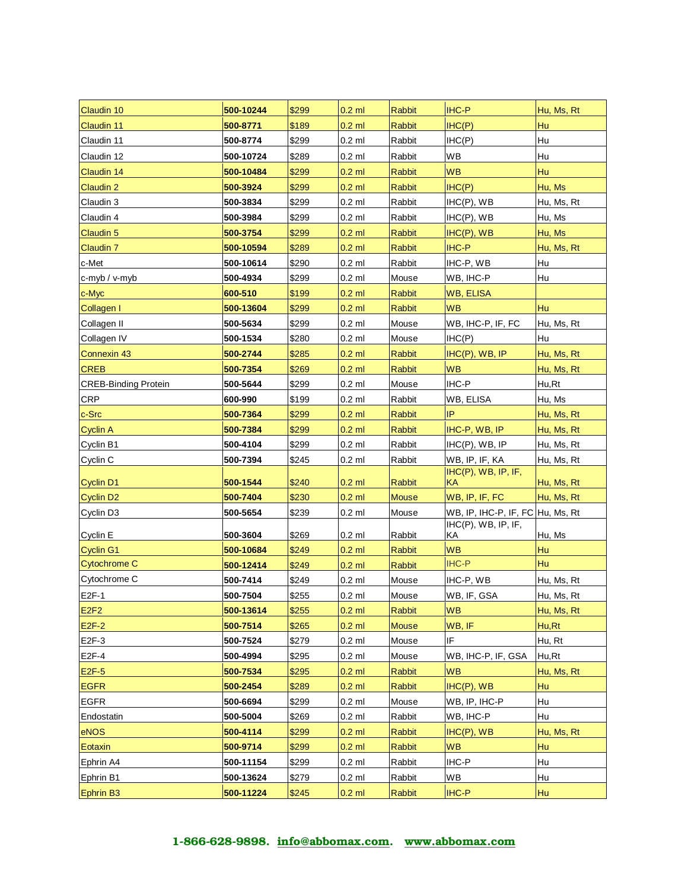| | | | | | | |
|---|---|---|---|---|---|---|
| Claudin 10 | **500-10244** | $299 | 0.2 ml | Rabbit | IHC-P | Hu, Ms, Rt |
| Claudin 11 | **500-8771** | $189 | 0.2 ml | Rabbit | IHC(P) | Hu |
| Claudin 11 | **500-8774** | $299 | 0.2 ml | Rabbit | IHC(P) | Hu |
| Claudin 12 | **500-10724** | $289 | 0.2 ml | Rabbit | WB | Hu |
| Claudin 14 | **500-10484** | $299 | 0.2 ml | Rabbit | WB | Hu |
| Claudin 2 | **500-3924** | $299 | 0.2 ml | Rabbit | IHC(P) | Hu, Ms |
| Claudin 3 | **500-3834** | $299 | 0.2 ml | Rabbit | IHC(P), WB | Hu, Ms, Rt |
| Claudin 4 | **500-3984** | $299 | 0.2 ml | Rabbit | IHC(P), WB | Hu, Ms |
| Claudin 5 | **500-3754** | $299 | 0.2 ml | Rabbit | IHC(P), WB | Hu, Ms |
| Claudin 7 | **500-10594** | $289 | 0.2 ml | Rabbit | IHC-P | Hu, Ms, Rt |
| c-Met | **500-10614** | $290 | 0.2 ml | Rabbit | IHC-P, WB | Hu |
| c-myb / v-myb | **500-4934** | $299 | 0.2 ml | Mouse | WB, IHC-P | Hu |
| c-Myc | **600-510** | $199 | 0.2 ml | Rabbit | WB, ELISA | |
| Collagen I | **500-13604** | $299 | 0.2 ml | Rabbit | WB | Hu |
| Collagen II | **500-5634** | $299 | 0.2 ml | Mouse | WB, IHC-P, IF, FC | Hu, Ms, Rt |
| Collagen IV | **500-1534** | $280 | 0.2 ml | Mouse | IHC(P) | Hu |
| Connexin 43 | **500-2744** | $285 | 0.2 ml | Rabbit | IHC(P), WB, IP | Hu, Ms, Rt |
| CREB | **500-7354** | $269 | 0.2 ml | Rabbit | WB | Hu, Ms, Rt |
| CREB-Binding Protein | **500-5644** | $299 | 0.2 ml | Mouse | IHC-P | Hu,Rt |
| CRP | **600-990** | $199 | 0.2 ml | Rabbit | WB, ELISA | Hu, Ms |
| c-Src | **500-7364** | $299 | 0.2 ml | Rabbit | IP | Hu, Ms, Rt |
| Cyclin A | **500-7384** | $299 | 0.2 ml | Rabbit | IHC-P, WB, IP | Hu, Ms, Rt |
| Cyclin B1 | **500-4104** | $299 | 0.2 ml | Rabbit | IHC(P), WB, IP | Hu, Ms, Rt |
| Cyclin C | **500-7394** | $245 | 0.2 ml | Rabbit | WB, IP, IF, KA | Hu, Ms, Rt |
| Cyclin D1 | **500-1544** | $240 | 0.2 ml | Rabbit | IHC(P), WB, IP, IF, KA | Hu, Ms, Rt |
| Cyclin D2 | **500-7404** | $230 | 0.2 ml | Mouse | WB, IP, IF, FC | Hu, Ms, Rt |
| Cyclin D3 | **500-5654** | $239 | 0.2 ml | Mouse | WB, IP, IHC-P, IF, FC | Hu, Ms, Rt |
| Cyclin E | **500-3604** | $269 | 0.2 ml | Rabbit | IHC(P), WB, IP, IF, KA | Hu, Ms |
| Cyclin G1 | **500-10684** | $249 | 0.2 ml | Rabbit | WB | Hu |
| Cytochrome C | **500-12414** | $249 | 0.2 ml | Rabbit | IHC-P | Hu |
| Cytochrome C | **500-7414** | $249 | 0.2 ml | Mouse | IHC-P, WB | Hu, Ms, Rt |
| E2F-1 | **500-7504** | $255 | 0.2 ml | Mouse | WB, IF, GSA | Hu, Ms, Rt |
| E2F2 | **500-13614** | $255 | 0.2 ml | Rabbit | WB | Hu, Ms, Rt |
| E2F-2 | **500-7514** | $265 | 0.2 ml | Mouse | WB, IF | Hu,Rt |
| E2F-3 | **500-7524** | $279 | 0.2 ml | Mouse | IF | Hu, Rt |
| E2F-4 | **500-4994** | $295 | 0.2 ml | Mouse | WB, IHC-P, IF, GSA | Hu,Rt |
| E2F-5 | **500-7534** | $295 | 0.2 ml | Rabbit | WB | Hu, Ms, Rt |
| EGFR | **500-2454** | $289 | 0.2 ml | Rabbit | IHC(P), WB | Hu |
| EGFR | **500-6694** | $299 | 0.2 ml | Mouse | WB, IP, IHC-P | Hu |
| Endostatin | **500-5004** | $269 | 0.2 ml | Rabbit | WB, IHC-P | Hu |
| eNOS | **500-4114** | $299 | 0.2 ml | Rabbit | IHC(P), WB | Hu, Ms, Rt |
| Eotaxin | **500-9714** | $299 | 0.2 ml | Rabbit | WB | Hu |
| Ephrin A4 | **500-11154** | $299 | 0.2 ml | Rabbit | IHC-P | Hu |
| Ephrin B1 | **500-13624** | $279 | 0.2 ml | Rabbit | WB | Hu |
| Ephrin B3 | **500-11224** | $245 | 0.2 ml | Rabbit | IHC-P | Hu |

**1-866-628-9898. info@abbomax.com. www.abbomax.com**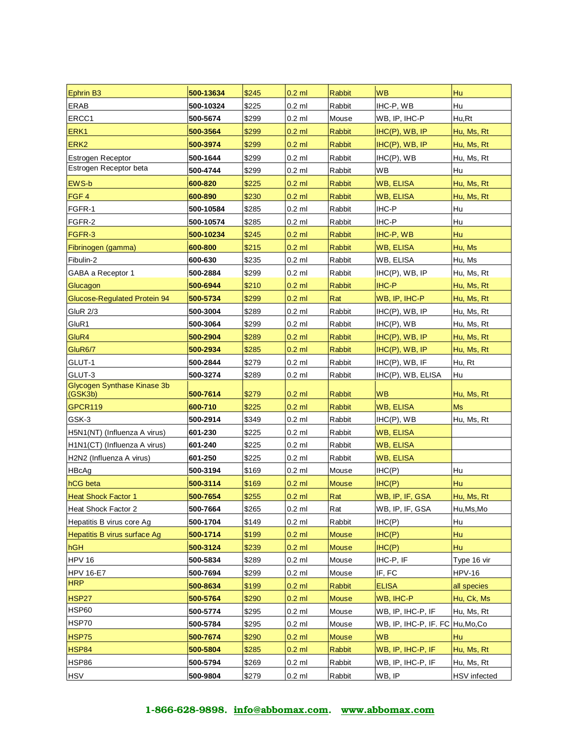| Ephrin B3 | 500-13634 | $245 | 0.2 ml | Rabbit | WB | Hu |
|---|---|---|---|---|---|---|
| ERAB | 500-10324 | $225 | 0.2 ml | Rabbit | IHC-P, WB | Hu |
| ERCC1 | 500-5674 | $299 | 0.2 ml | Mouse | WB, IP, IHC-P | Hu,Rt |
| ERK1 | 500-3564 | $299 | 0.2 ml | Rabbit | IHC(P), WB, IP | Hu, Ms, Rt |
| ERK2 | 500-3974 | $299 | 0.2 ml | Rabbit | IHC(P), WB, IP | Hu, Ms, Rt |
| Estrogen Receptor | 500-1644 | $299 | 0.2 ml | Rabbit | IHC(P), WB | Hu, Ms, Rt |
| Estrogen Receptor beta | 500-4744 | $299 | 0.2 ml | Rabbit | WB | Hu |
| EWS-b | 600-820 | $225 | 0.2 ml | Rabbit | WB, ELISA | Hu, Ms, Rt |
| FGF 4 | 600-890 | $230 | 0.2 ml | Rabbit | WB, ELISA | Hu, Ms, Rt |
| FGFR-1 | 500-10584 | $285 | 0.2 ml | Rabbit | IHC-P | Hu |
| FGFR-2 | 500-10574 | $285 | 0.2 ml | Rabbit | IHC-P | Hu |
| FGFR-3 | 500-10234 | $245 | 0.2 ml | Rabbit | IHC-P, WB | Hu |
| Fibrinogen (gamma) | 600-800 | $215 | 0.2 ml | Rabbit | WB, ELISA | Hu, Ms |
| Fibulin-2 | 600-630 | $235 | 0.2 ml | Rabbit | WB, ELISA | Hu, Ms |
| GABA a Receptor 1 | 500-2884 | $299 | 0.2 ml | Rabbit | IHC(P), WB, IP | Hu, Ms, Rt |
| Glucagon | 500-6944 | $210 | 0.2 ml | Rabbit | IHC-P | Hu, Ms, Rt |
| Glucose-Regulated Protein 94 | 500-5734 | $299 | 0.2 ml | Rat | WB, IP, IHC-P | Hu, Ms, Rt |
| GluR 2/3 | 500-3004 | $289 | 0.2 ml | Rabbit | IHC(P), WB, IP | Hu, Ms, Rt |
| GluR1 | 500-3064 | $299 | 0.2 ml | Rabbit | IHC(P), WB | Hu, Ms, Rt |
| GluR4 | 500-2904 | $289 | 0.2 ml | Rabbit | IHC(P), WB, IP | Hu, Ms, Rt |
| GluR6/7 | 500-2934 | $285 | 0.2 ml | Rabbit | IHC(P), WB, IP | Hu, Ms, Rt |
| GLUT-1 | 500-2844 | $279 | 0.2 ml | Rabbit | IHC(P), WB, IF | Hu, Rt |
| GLUT-3 | 500-3274 | $289 | 0.2 ml | Rabbit | IHC(P), WB, ELISA | Hu |
| Glycogen Synthase Kinase 3b (GSK3b) | 500-7614 | $279 | 0.2 ml | Rabbit | WB | Hu, Ms, Rt |
| GPCR119 | 600-710 | $225 | 0.2 ml | Rabbit | WB, ELISA | Ms |
| GSK-3 | 500-2914 | $349 | 0.2 ml | Rabbit | IHC(P), WB | Hu, Ms, Rt |
| H5N1(NT) (Influenza A virus) | 601-230 | $225 | 0.2 ml | Rabbit | WB, ELISA | |
| H1N1(CT) (Influenza A virus) | 601-240 | $225 | 0.2 ml | Rabbit | WB, ELISA | |
| H2N2 (Influenza A virus) | 601-250 | $225 | 0.2 ml | Rabbit | WB, ELISA | |
| HBcAg | 500-3194 | $169 | 0.2 ml | Mouse | IHC(P) | Hu |
| hCG beta | 500-3114 | $169 | 0.2 ml | Mouse | IHC(P) | Hu |
| Heat Shock Factor 1 | 500-7654 | $255 | 0.2 ml | Rat | WB, IP, IF, GSA | Hu, Ms, Rt |
| Heat Shock Factor 2 | 500-7664 | $265 | 0.2 ml | Rat | WB, IP, IF, GSA | Hu,Ms,Mo |
| Hepatitis B virus core Ag | 500-1704 | $149 | 0.2 ml | Rabbit | IHC(P) | Hu |
| Hepatitis B virus surface Ag | 500-1714 | $199 | 0.2 ml | Mouse | IHC(P) | Hu |
| hGH | 500-3124 | $239 | 0.2 ml | Mouse | IHC(P) | Hu |
| HPV 16 | 500-5834 | $289 | 0.2 ml | Mouse | IHC-P, IF | Type 16 vir |
| HPV 16-E7 | 500-7694 | $299 | 0.2 ml | Mouse | IF, FC | HPV-16 |
| HRP | 500-8634 | $199 | 0.2 ml | Rabbit | ELISA | all species |
| HSP27 | 500-5764 | $290 | 0.2 ml | Mouse | WB, IHC-P | Hu, Ck, Ms |
| HSP60 | 500-5774 | $295 | 0.2 ml | Mouse | WB, IP, IHC-P, IF | Hu, Ms, Rt |
| HSP70 | 500-5784 | $295 | 0.2 ml | Mouse | WB, IP, IHC-P, IF. FC | Hu,Mo,Co |
| HSP75 | 500-7674 | $290 | 0.2 ml | Mouse | WB | Hu |
| HSP84 | 500-5804 | $285 | 0.2 ml | Rabbit | WB, IP, IHC-P, IF | Hu, Ms, Rt |
| HSP86 | 500-5794 | $269 | 0.2 ml | Rabbit | WB, IP, IHC-P, IF | Hu, Ms, Rt |
| HSV | 500-9804 | $279 | 0.2 ml | Rabbit | WB, IP | HSV infected |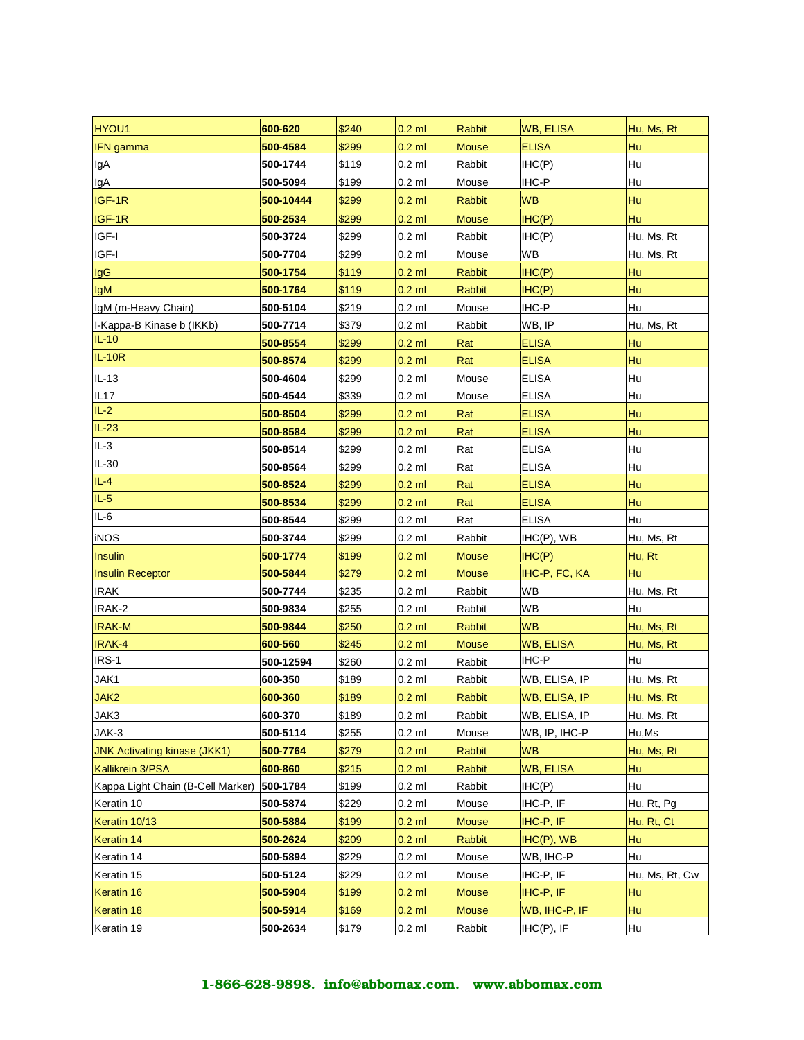| | | | | | | |
|---|---|---|---|---|---|---|
| HYOU1 | 600-620 | $240 | 0.2 ml | Rabbit | WB, ELISA | Hu, Ms, Rt |
| IFN gamma | 500-4584 | $299 | 0.2 ml | Mouse | ELISA | Hu |
| IgA | 500-1744 | $119 | 0.2 ml | Rabbit | IHC(P) | Hu |
| IgA | 500-5094 | $199 | 0.2 ml | Mouse | IHC-P | Hu |
| IGF-1R | 500-10444 | $299 | 0.2 ml | Rabbit | WB | Hu |
| IGF-1R | 500-2534 | $299 | 0.2 ml | Mouse | IHC(P) | Hu |
| IGF-I | 500-3724 | $299 | 0.2 ml | Rabbit | IHC(P) | Hu, Ms, Rt |
| IGF-I | 500-7704 | $299 | 0.2 ml | Mouse | WB | Hu, Ms, Rt |
| IgG | 500-1754 | $119 | 0.2 ml | Rabbit | IHC(P) | Hu |
| IgM | 500-1764 | $119 | 0.2 ml | Rabbit | IHC(P) | Hu |
| IgM (m-Heavy Chain) | 500-5104 | $219 | 0.2 ml | Mouse | IHC-P | Hu |
| I-Kappa-B Kinase b (IKKb) | 500-7714 | $379 | 0.2 ml | Rabbit | WB, IP | Hu, Ms, Rt |
| IL-10 | 500-8554 | $299 | 0.2 ml | Rat | ELISA | Hu |
| IL-10R | 500-8574 | $299 | 0.2 ml | Rat | ELISA | Hu |
| IL-13 | 500-4604 | $299 | 0.2 ml | Mouse | ELISA | Hu |
| IL17 | 500-4544 | $339 | 0.2 ml | Mouse | ELISA | Hu |
| IL-2 | 500-8504 | $299 | 0.2 ml | Rat | ELISA | Hu |
| IL-23 | 500-8584 | $299 | 0.2 ml | Rat | ELISA | Hu |
| IL-3 | 500-8514 | $299 | 0.2 ml | Rat | ELISA | Hu |
| IL-30 | 500-8564 | $299 | 0.2 ml | Rat | ELISA | Hu |
| IL-4 | 500-8524 | $299 | 0.2 ml | Rat | ELISA | Hu |
| IL-5 | 500-8534 | $299 | 0.2 ml | Rat | ELISA | Hu |
| IL-6 | 500-8544 | $299 | 0.2 ml | Rat | ELISA | Hu |
| iNOS | 500-3744 | $299 | 0.2 ml | Rabbit | IHC(P), WB | Hu, Ms, Rt |
| Insulin | 500-1774 | $199 | 0.2 ml | Mouse | IHC(P) | Hu, Rt |
| Insulin Receptor | 500-5844 | $279 | 0.2 ml | Mouse | IHC-P, FC, KA | Hu |
| IRAK | 500-7744 | $235 | 0.2 ml | Rabbit | WB | Hu, Ms, Rt |
| IRAK-2 | 500-9834 | $255 | 0.2 ml | Rabbit | WB | Hu |
| IRAK-M | 500-9844 | $250 | 0.2 ml | Rabbit | WB | Hu, Ms, Rt |
| IRAK-4 | 600-560 | $245 | 0.2 ml | Mouse | WB, ELISA | Hu, Ms, Rt |
| IRS-1 | 500-12594 | $260 | 0.2 ml | Rabbit | IHC-P | Hu |
| JAK1 | 600-350 | $189 | 0.2 ml | Rabbit | WB, ELISA, IP | Hu, Ms, Rt |
| JAK2 | 600-360 | $189 | 0.2 ml | Rabbit | WB, ELISA, IP | Hu, Ms, Rt |
| JAK3 | 600-370 | $189 | 0.2 ml | Rabbit | WB, ELISA, IP | Hu, Ms, Rt |
| JAK-3 | 500-5114 | $255 | 0.2 ml | Mouse | WB, IP, IHC-P | Hu,Ms |
| JNK Activating kinase (JKK1) | 500-7764 | $279 | 0.2 ml | Rabbit | WB | Hu, Ms, Rt |
| Kallikrein 3/PSA | 600-860 | $215 | 0.2 ml | Rabbit | WB, ELISA | Hu |
| Kappa Light Chain (B-Cell Marker) | 500-1784 | $199 | 0.2 ml | Rabbit | IHC(P) | Hu |
| Keratin 10 | 500-5874 | $229 | 0.2 ml | Mouse | IHC-P, IF | Hu, Rt, Pg |
| Keratin 10/13 | 500-5884 | $199 | 0.2 ml | Mouse | IHC-P, IF | Hu, Rt, Ct |
| Keratin 14 | 500-2624 | $209 | 0.2 ml | Rabbit | IHC(P), WB | Hu |
| Keratin 14 | 500-5894 | $229 | 0.2 ml | Mouse | WB, IHC-P | Hu |
| Keratin 15 | 500-5124 | $229 | 0.2 ml | Mouse | IHC-P, IF | Hu, Ms, Rt, Cw |
| Keratin 16 | 500-5904 | $199 | 0.2 ml | Mouse | IHC-P, IF | Hu |
| Keratin 18 | 500-5914 | $169 | 0.2 ml | Mouse | WB, IHC-P, IF | Hu |
| Keratin 19 | 500-2634 | $179 | 0.2 ml | Rabbit | IHC(P), IF | Hu |

**1-866-628-9898. info@abbomax.com. www.abbomax.com**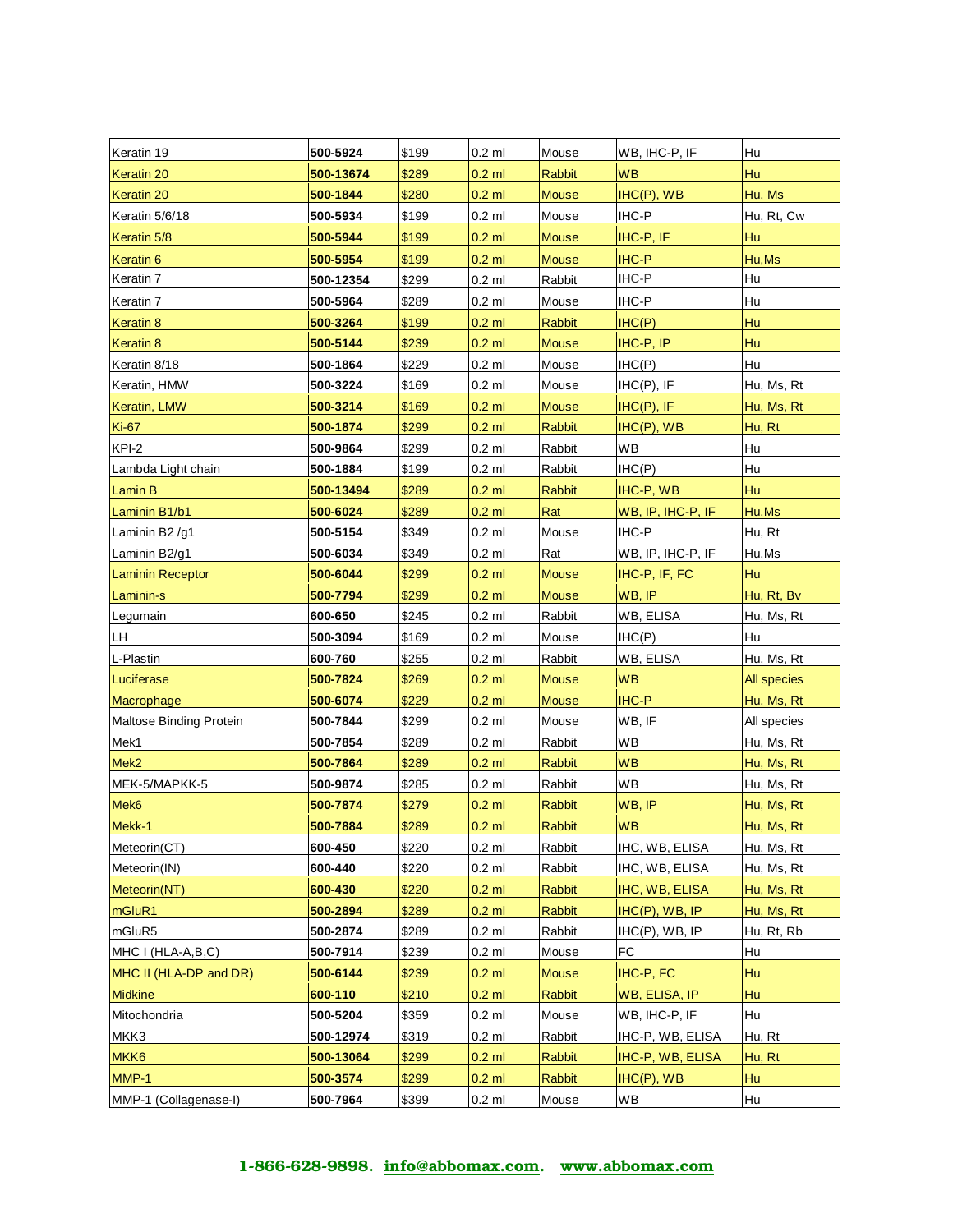| | | | | | | |
|---|---|---|---|---|---|---|
| Keratin 19 | **500-5924** | $199 | 0.2 ml | Mouse | WB, IHC-P, IF | Hu |
| Keratin 20 | **500-13674** | $289 | 0.2 ml | Rabbit | WB | Hu |
| Keratin 20 | **500-1844** | $280 | 0.2 ml | Mouse | IHC(P), WB | Hu, Ms |
| Keratin 5/6/18 | **500-5934** | $199 | 0.2 ml | Mouse | IHC-P | Hu, Rt, Cw |
| Keratin 5/8 | **500-5944** | $199 | 0.2 ml | Mouse | IHC-P, IF | Hu |
| Keratin 6 | **500-5954** | $199 | 0.2 ml | Mouse | IHC-P | Hu,Ms |
| Keratin 7 | **500-12354** | $299 | 0.2 ml | Rabbit | IHC-P | Hu |
| Keratin 7 | **500-5964** | $289 | 0.2 ml | Mouse | IHC-P | Hu |
| Keratin 8 | **500-3264** | $199 | 0.2 ml | Rabbit | IHC(P) | Hu |
| Keratin 8 | **500-5144** | $239 | 0.2 ml | Mouse | IHC-P, IP | Hu |
| Keratin 8/18 | **500-1864** | $229 | 0.2 ml | Mouse | IHC(P) | Hu |
| Keratin, HMW | **500-3224** | $169 | 0.2 ml | Mouse | IHC(P), IF | Hu, Ms, Rt |
| Keratin, LMW | **500-3214** | $169 | 0.2 ml | Mouse | IHC(P), IF | Hu, Ms, Rt |
| Ki-67 | **500-1874** | $299 | 0.2 ml | Rabbit | IHC(P), WB | Hu, Rt |
| KPI-2 | **500-9864** | $299 | 0.2 ml | Rabbit | WB | Hu |
| Lambda Light chain | **500-1884** | $199 | 0.2 ml | Rabbit | IHC(P) | Hu |
| Lamin B | **500-13494** | $289 | 0.2 ml | Rabbit | IHC-P, WB | Hu |
| Laminin B1/b1 | **500-6024** | $289 | 0.2 ml | Rat | WB, IP, IHC-P, IF | Hu,Ms |
| Laminin B2 /g1 | **500-5154** | $349 | 0.2 ml | Mouse | IHC-P | Hu, Rt |
| Laminin B2/g1 | **500-6034** | $349 | 0.2 ml | Rat | WB, IP, IHC-P, IF | Hu,Ms |
| Laminin Receptor | **500-6044** | $299 | 0.2 ml | Mouse | IHC-P, IF, FC | Hu |
| Laminin-s | **500-7794** | $299 | 0.2 ml | Mouse | WB, IP | Hu, Rt, Bv |
| Legumain | **600-650** | $245 | 0.2 ml | Rabbit | WB, ELISA | Hu, Ms, Rt |
| LH | **500-3094** | $169 | 0.2 ml | Mouse | IHC(P) | Hu |
| L-Plastin | **600-760** | $255 | 0.2 ml | Rabbit | WB, ELISA | Hu, Ms, Rt |
| Luciferase | **500-7824** | $269 | 0.2 ml | Mouse | WB | All species |
| Macrophage | **500-6074** | $229 | 0.2 ml | Mouse | IHC-P | Hu, Ms, Rt |
| Maltose Binding Protein | **500-7844** | $299 | 0.2 ml | Mouse | WB, IF | All species |
| Mek1 | **500-7854** | $289 | 0.2 ml | Rabbit | WB | Hu, Ms, Rt |
| Mek2 | **500-7864** | $289 | 0.2 ml | Rabbit | WB | Hu, Ms, Rt |
| MEK-5/MAPKK-5 | **500-9874** | $285 | 0.2 ml | Rabbit | WB | Hu, Ms, Rt |
| Mek6 | **500-7874** | $279 | 0.2 ml | Rabbit | WB, IP | Hu, Ms, Rt |
| Mekk-1 | **500-7884** | $289 | 0.2 ml | Rabbit | WB | Hu, Ms, Rt |
| Meteorin(CT) | **600-450** | $220 | 0.2 ml | Rabbit | IHC, WB, ELISA | Hu, Ms, Rt |
| Meteorin(IN) | **600-440** | $220 | 0.2 ml | Rabbit | IHC, WB, ELISA | Hu, Ms, Rt |
| Meteorin(NT) | **600-430** | $220 | 0.2 ml | Rabbit | IHC, WB, ELISA | Hu, Ms, Rt |
| mGluR1 | **500-2894** | $289 | 0.2 ml | Rabbit | IHC(P), WB, IP | Hu, Ms, Rt |
| mGluR5 | **500-2874** | $289 | 0.2 ml | Rabbit | IHC(P), WB, IP | Hu, Rt, Rb |
| MHC I (HLA-A,B,C) | **500-7914** | $239 | 0.2 ml | Mouse | FC | Hu |
| MHC II (HLA-DP and DR) | **500-6144** | $239 | 0.2 ml | Mouse | IHC-P, FC | Hu |
| Midkine | **600-110** | $210 | 0.2 ml | Rabbit | WB, ELISA, IP | Hu |
| Mitochondria | **500-5204** | $359 | 0.2 ml | Mouse | WB, IHC-P, IF | Hu |
| MKK3 | **500-12974** | $319 | 0.2 ml | Rabbit | IHC-P, WB, ELISA | Hu, Rt |
| MKK6 | **500-13064** | $299 | 0.2 ml | Rabbit | IHC-P, WB, ELISA | Hu, Rt |
| MMP-1 | **500-3574** | $299 | 0.2 ml | Rabbit | IHC(P), WB | Hu |
| MMP-1 (Collagenase-I) | **500-7964** | $399 | 0.2 ml | Mouse | WB | Hu |

**1-866-628-9898. info@abbomax.com. www.abbomax.com**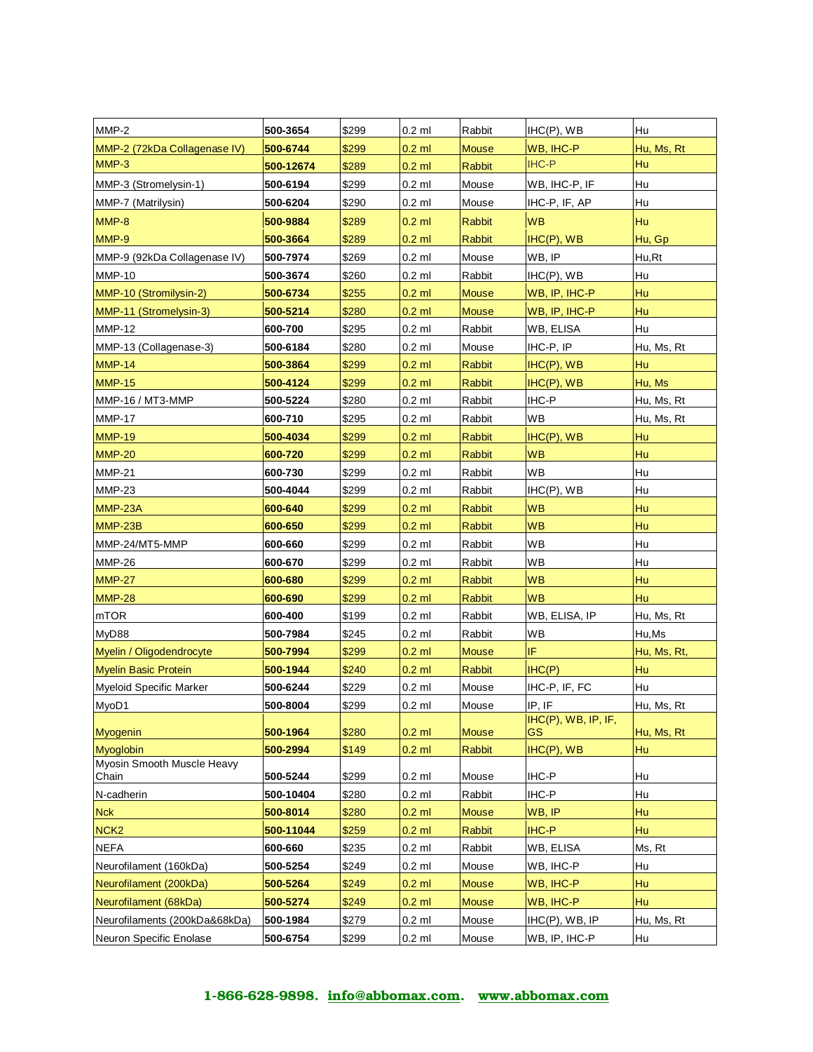| | | | | | | |
|---|---|---|---|---|---|---|
| MMP-2 | **500-3654** | $299 | 0.2 ml | Rabbit | IHC(P), WB | Hu |
| MMP-2 (72kDa Collagenase IV) | **500-6744** | $299 | 0.2 ml | Mouse | WB, IHC-P | Hu, Ms, Rt |
| MMP-3 | **500-12674** | $289 | 0.2 ml | Rabbit | IHC-P | Hu |
| MMP-3 (Stromelysin-1) | **500-6194** | $299 | 0.2 ml | Mouse | WB, IHC-P, IF | Hu |
| MMP-7 (Matrilysin) | **500-6204** | $290 | 0.2 ml | Mouse | IHC-P, IF, AP | Hu |
| MMP-8 | **500-9884** | $289 | 0.2 ml | Rabbit | WB | Hu |
| MMP-9 | **500-3664** | $289 | 0.2 ml | Rabbit | IHC(P), WB | Hu, Gp |
| MMP-9 (92kDa Collagenase IV) | **500-7974** | $269 | 0.2 ml | Mouse | WB, IP | Hu,Rt |
| MMP-10 | **500-3674** | $260 | 0.2 ml | Rabbit | IHC(P), WB | Hu |
| MMP-10 (Stromilysin-2) | **500-6734** | $255 | 0.2 ml | Mouse | WB, IP, IHC-P | Hu |
| MMP-11 (Stromelysin-3) | **500-5214** | $280 | 0.2 ml | Mouse | WB, IP, IHC-P | Hu |
| MMP-12 | **600-700** | $295 | 0.2 ml | Rabbit | WB, ELISA | Hu |
| MMP-13 (Collagenase-3) | **500-6184** | $280 | 0.2 ml | Mouse | IHC-P, IP | Hu, Ms, Rt |
| MMP-14 | **500-3864** | $299 | 0.2 ml | Rabbit | IHC(P), WB | Hu |
| MMP-15 | **500-4124** | $299 | 0.2 ml | Rabbit | IHC(P), WB | Hu, Ms |
| MMP-16 / MT3-MMP | **500-5224** | $280 | 0.2 ml | Rabbit | IHC-P | Hu, Ms, Rt |
| MMP-17 | **600-710** | $295 | 0.2 ml | Rabbit | WB | Hu, Ms, Rt |
| MMP-19 | **500-4034** | $299 | 0.2 ml | Rabbit | IHC(P), WB | Hu |
| MMP-20 | **600-720** | $299 | 0.2 ml | Rabbit | WB | Hu |
| MMP-21 | **600-730** | $299 | 0.2 ml | Rabbit | WB | Hu |
| MMP-23 | **500-4044** | $299 | 0.2 ml | Rabbit | IHC(P), WB | Hu |
| MMP-23A | **600-640** | $299 | 0.2 ml | Rabbit | WB | Hu |
| MMP-23B | **600-650** | $299 | 0.2 ml | Rabbit | WB | Hu |
| MMP-24/MT5-MMP | **600-660** | $299 | 0.2 ml | Rabbit | WB | Hu |
| MMP-26 | **600-670** | $299 | 0.2 ml | Rabbit | WB | Hu |
| MMP-27 | **600-680** | $299 | 0.2 ml | Rabbit | WB | Hu |
| MMP-28 | **600-690** | $299 | 0.2 ml | Rabbit | WB | Hu |
| mTOR | **600-400** | $199 | 0.2 ml | Rabbit | WB, ELISA, IP | Hu, Ms, Rt |
| MyD88 | **500-7984** | $245 | 0.2 ml | Rabbit | WB | Hu,Ms |
| Myelin / Oligodendrocyte | **500-7994** | $299 | 0.2 ml | Mouse | IF | Hu, Ms, Rt, |
| Myelin Basic Protein | **500-1944** | $240 | 0.2 ml | Rabbit | IHC(P) | Hu |
| Myeloid Specific Marker | **500-6244** | $229 | 0.2 ml | Mouse | IHC-P, IF, FC | Hu |
| MyoD1 | **500-8004** | $299 | 0.2 ml | Mouse | IP, IF | Hu, Ms, Rt |
| Myogenin | **500-1964** | $280 | 0.2 ml | Mouse | IHC(P), WB, IP, IF, GS | Hu, Ms, Rt |
| Myoglobin | **500-2994** | $149 | 0.2 ml | Rabbit | IHC(P), WB | Hu |
| Myosin Smooth Muscle Heavy Chain | **500-5244** | $299 | 0.2 ml | Mouse | IHC-P | Hu |
| N-cadherin | **500-10404** | $280 | 0.2 ml | Rabbit | IHC-P | Hu |
| Nck | **500-8014** | $280 | 0.2 ml | Mouse | WB, IP | Hu |
| NCK2 | **500-11044** | $259 | 0.2 ml | Rabbit | IHC-P | Hu |
| NEFA | **600-660** | $235 | 0.2 ml | Rabbit | WB, ELISA | Ms, Rt |
| Neurofilament (160kDa) | **500-5254** | $249 | 0.2 ml | Mouse | WB, IHC-P | Hu |
| Neurofilament (200kDa) | **500-5264** | $249 | 0.2 ml | Mouse | WB, IHC-P | Hu |
| Neurofilament (68kDa) | **500-5274** | $249 | 0.2 ml | Mouse | WB, IHC-P | Hu |
| Neurofilaments (200kDa&68kDa) | **500-1984** | $279 | 0.2 ml | Mouse | IHC(P), WB, IP | Hu, Ms, Rt |
| Neuron Specific Enolase | **500-6754** | $299 | 0.2 ml | Mouse | WB, IP, IHC-P | Hu |

**1-866-628-9898. info@abbomax.com. www.abbomax.com**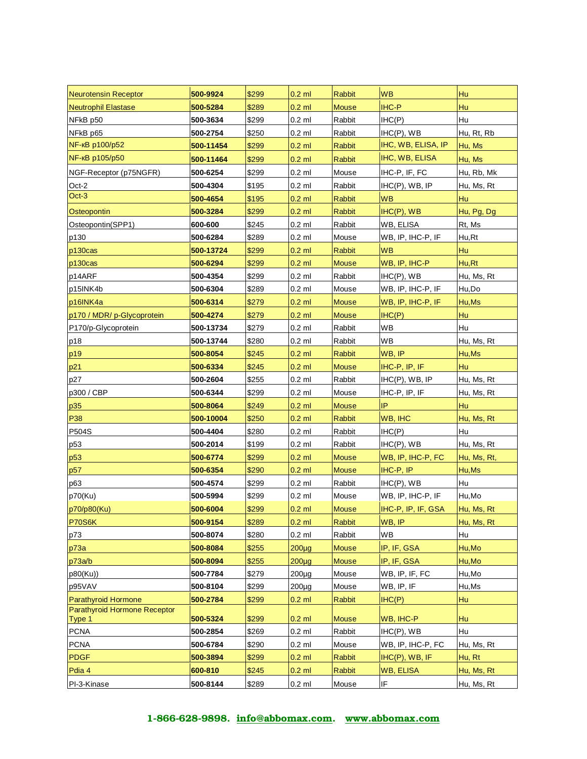| Neurotensin Receptor | 500-9924 | $299 | 0.2 ml | Rabbit | WB | Hu |
|---|---|---|---|---|---|---|
| Neutrophil Elastase | 500-5284 | $289 | 0.2 ml | Mouse | IHC-P | Hu |
| NFkB p50 | 500-3634 | $299 | 0.2 ml | Rabbit | IHC(P) | Hu |
| NFkB p65 | 500-2754 | $250 | 0.2 ml | Rabbit | IHC(P), WB | Hu, Rt, Rb |
| NF-κB p100/p52 | 500-11454 | $299 | 0.2 ml | Rabbit | IHC, WB, ELISA, IP | Hu, Ms |
| NF-κB p105/p50 | 500-11464 | $299 | 0.2 ml | Rabbit | IHC, WB, ELISA | Hu, Ms |
| NGF-Receptor (p75NGFR) | 500-6254 | $299 | 0.2 ml | Mouse | IHC-P, IF, FC | Hu, Rb, Mk |
| Oct-2 | 500-4304 | $195 | 0.2 ml | Rabbit | IHC(P), WB, IP | Hu, Ms, Rt |
| Oct-3 | 500-4654 | $195 | 0.2 ml | Rabbit | WB | Hu |
| Osteopontin | 500-3284 | $299 | 0.2 ml | Rabbit | IHC(P), WB | Hu, Pg, Dg |
| Osteopontin(SPP1) | 600-600 | $245 | 0.2 ml | Rabbit | WB, ELISA | Rt, Ms |
| p130 | 500-6284 | $289 | 0.2 ml | Mouse | WB, IP, IHC-P, IF | Hu,Rt |
| p130cas | 500-13724 | $299 | 0.2 ml | Rabbit | WB | Hu |
| p130cas | 500-6294 | $299 | 0.2 ml | Mouse | WB, IP, IHC-P | Hu,Rt |
| p14ARF | 500-4354 | $299 | 0.2 ml | Rabbit | IHC(P), WB | Hu, Ms, Rt |
| p15INK4b | 500-6304 | $289 | 0.2 ml | Mouse | WB, IP, IHC-P, IF | Hu,Do |
| p16INK4a | 500-6314 | $279 | 0.2 ml | Mouse | WB, IP, IHC-P, IF | Hu,Ms |
| p170 / MDR/ p-Glycoprotein | 500-4274 | $279 | 0.2 ml | Mouse | IHC(P) | Hu |
| P170/p-Glycoprotein | 500-13734 | $279 | 0.2 ml | Rabbit | WB | Hu |
| p18 | 500-13744 | $280 | 0.2 ml | Rabbit | WB | Hu, Ms, Rt |
| p19 | 500-8054 | $245 | 0.2 ml | Rabbit | WB, IP | Hu,Ms |
| p21 | 500-6334 | $245 | 0.2 ml | Mouse | IHC-P, IP, IF | Hu |
| p27 | 500-2604 | $255 | 0.2 ml | Rabbit | IHC(P), WB, IP | Hu, Ms, Rt |
| p300 / CBP | 500-6344 | $299 | 0.2 ml | Mouse | IHC-P, IP, IF | Hu, Ms, Rt |
| p35 | 500-8064 | $249 | 0.2 ml | Mouse | IP | Hu |
| P38 | 500-10004 | $250 | 0.2 ml | Rabbit | WB, IHC | Hu, Ms, Rt |
| P504S | 500-4404 | $280 | 0.2 ml | Rabbit | IHC(P) | Hu |
| p53 | 500-2014 | $199 | 0.2 ml | Rabbit | IHC(P), WB | Hu, Ms, Rt |
| p53 | 500-6774 | $299 | 0.2 ml | Mouse | WB, IP, IHC-P, FC | Hu, Ms, Rt, |
| p57 | 500-6354 | $290 | 0.2 ml | Mouse | IHC-P, IP | Hu,Ms |
| p63 | 500-4574 | $299 | 0.2 ml | Rabbit | IHC(P), WB | Hu |
| p70(Ku) | 500-5994 | $299 | 0.2 ml | Mouse | WB, IP, IHC-P, IF | Hu,Mo |
| p70/p80(Ku) | 500-6004 | $299 | 0.2 ml | Mouse | IHC-P, IP, IF, GSA | Hu, Ms, Rt |
| P70S6K | 500-9154 | $289 | 0.2 ml | Rabbit | WB, IP | Hu, Ms, Rt |
| p73 | 500-8074 | $280 | 0.2 ml | Rabbit | WB | Hu |
| p73a | 500-8084 | $255 | 200µg | Mouse | IP, IF, GSA | Hu,Mo |
| p73a/b | 500-8094 | $255 | 200µg | Mouse | IP, IF, GSA | Hu,Mo |
| p80(Ku)) | 500-7784 | $279 | 200µg | Mouse | WB, IP, IF, FC | Hu,Mo |
| p95VAV | 500-8104 | $299 | 200µg | Mouse | WB, IP, IF | Hu,Ms |
| Parathyroid Hormone | 500-2784 | $299 | 0.2 ml | Rabbit | IHC(P) | Hu |
| Parathyroid Hormone Receptor Type 1 | 500-5324 | $299 | 0.2 ml | Mouse | WB, IHC-P | Hu |
| PCNA | 500-2854 | $269 | 0.2 ml | Rabbit | IHC(P), WB | Hu |
| PCNA | 500-6784 | $290 | 0.2 ml | Mouse | WB, IP, IHC-P, FC | Hu, Ms, Rt |
| PDGF | 500-3894 | $299 | 0.2 ml | Rabbit | IHC(P), WB, IF | Hu, Rt |
| Pdia 4 | 600-810 | $245 | 0.2 ml | Rabbit | WB, ELISA | Hu, Ms, Rt |
| PI-3-Kinase | 500-8144 | $289 | 0.2 ml | Mouse | IF | Hu, Ms, Rt |

1-866-628-9898. info@abbomax.com. www.abbomax.com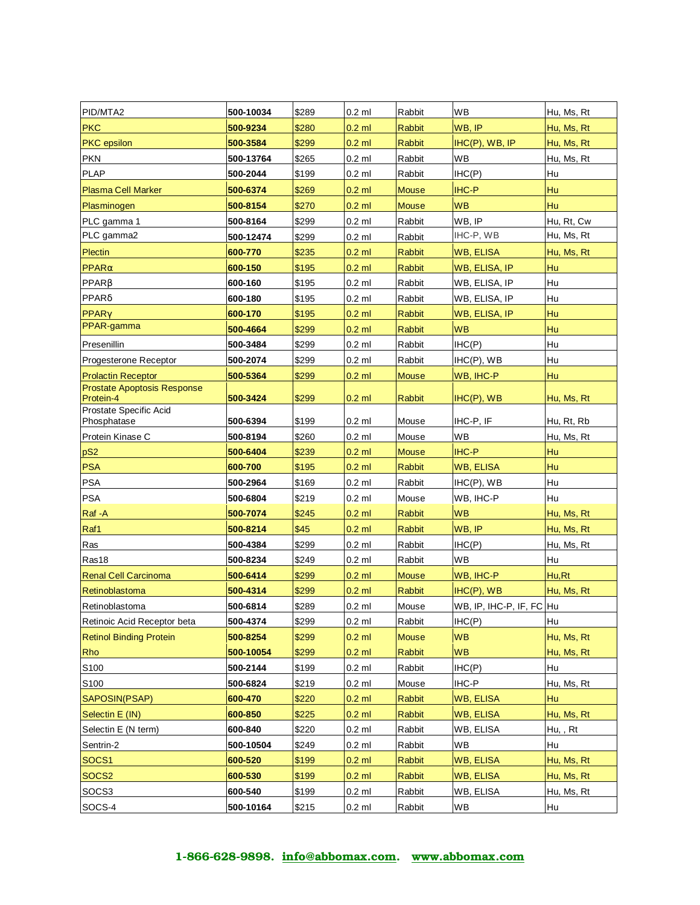| PID/MTA2 | 500-10034 | $289 | 0.2 ml | Rabbit | WB | Hu, Ms, Rt |
|---|---|---|---|---|---|---|
| PKC | 500-9234 | $280 | 0.2 ml | Rabbit | WB, IP | Hu, Ms, Rt |
| PKC epsilon | 500-3584 | $299 | 0.2 ml | Rabbit | IHC(P), WB, IP | Hu, Ms, Rt |
| PKN | 500-13764 | $265 | 0.2 ml | Rabbit | WB | Hu, Ms, Rt |
| PLAP | 500-2044 | $199 | 0.2 ml | Rabbit | IHC(P) | Hu |
| Plasma Cell Marker | 500-6374 | $269 | 0.2 ml | Mouse | IHC-P | Hu |
| Plasminogen | 500-8154 | $270 | 0.2 ml | Mouse | WB | Hu |
| PLC gamma 1 | 500-8164 | $299 | 0.2 ml | Rabbit | WB, IP | Hu, Rt, Cw |
| PLC gamma2 | 500-12474 | $299 | 0.2 ml | Rabbit | IHC-P, WB | Hu, Ms, Rt |
| Plectin | 600-770 | $235 | 0.2 ml | Rabbit | WB, ELISA | Hu, Ms, Rt |
| PPARα | 600-150 | $195 | 0.2 ml | Rabbit | WB, ELISA, IP | Hu |
| PPARβ | 600-160 | $195 | 0.2 ml | Rabbit | WB, ELISA, IP | Hu |
| PPARδ | 600-180 | $195 | 0.2 ml | Rabbit | WB, ELISA, IP | Hu |
| PPARγ | 600-170 | $195 | 0.2 ml | Rabbit | WB, ELISA, IP | Hu |
| PPAR-gamma | 500-4664 | $299 | 0.2 ml | Rabbit | WB | Hu |
| Presenillin | 500-3484 | $299 | 0.2 ml | Rabbit | IHC(P) | Hu |
| Progesterone Receptor | 500-2074 | $299 | 0.2 ml | Rabbit | IHC(P), WB | Hu |
| Prolactin Receptor | 500-5364 | $299 | 0.2 ml | Mouse | WB, IHC-P | Hu |
| Prostate Apoptosis Response Protein-4 | 500-3424 | $299 | 0.2 ml | Rabbit | IHC(P), WB | Hu, Ms, Rt |
| Prostate Specific Acid Phosphatase | 500-6394 | $199 | 0.2 ml | Mouse | IHC-P, IF | Hu, Rt, Rb |
| Protein Kinase C | 500-8194 | $260 | 0.2 ml | Mouse | WB | Hu, Ms, Rt |
| pS2 | 500-6404 | $239 | 0.2 ml | Mouse | IHC-P | Hu |
| PSA | 600-700 | $195 | 0.2 ml | Rabbit | WB, ELISA | Hu |
| PSA | 500-2964 | $169 | 0.2 ml | Rabbit | IHC(P), WB | Hu |
| PSA | 500-6804 | $219 | 0.2 ml | Mouse | WB, IHC-P | Hu |
| Raf -A | 500-7074 | $245 | 0.2 ml | Rabbit | WB | Hu, Ms, Rt |
| Raf1 | 500-8214 | $45 | 0.2 ml | Rabbit | WB, IP | Hu, Ms, Rt |
| Ras | 500-4384 | $299 | 0.2 ml | Rabbit | IHC(P) | Hu, Ms, Rt |
| Ras18 | 500-8234 | $249 | 0.2 ml | Rabbit | WB | Hu |
| Renal Cell Carcinoma | 500-6414 | $299 | 0.2 ml | Mouse | WB, IHC-P | Hu,Rt |
| Retinoblastoma | 500-4314 | $299 | 0.2 ml | Rabbit | IHC(P), WB | Hu, Ms, Rt |
| Retinoblastoma | 500-6814 | $289 | 0.2 ml | Mouse | WB, IP, IHC-P, IF, FC | Hu |
| Retinoic Acid Receptor beta | 500-4374 | $299 | 0.2 ml | Rabbit | IHC(P) | Hu |
| Retinol Binding Protein | 500-8254 | $299 | 0.2 ml | Mouse | WB | Hu, Ms, Rt |
| Rho | 500-10054 | $299 | 0.2 ml | Rabbit | WB | Hu, Ms, Rt |
| S100 | 500-2144 | $199 | 0.2 ml | Rabbit | IHC(P) | Hu |
| S100 | 500-6824 | $219 | 0.2 ml | Mouse | IHC-P | Hu, Ms, Rt |
| SAPOSIN(PSAP) | 600-470 | $220 | 0.2 ml | Rabbit | WB, ELISA | Hu |
| Selectin E (IN) | 600-850 | $225 | 0.2 ml | Rabbit | WB, ELISA | Hu, Ms, Rt |
| Selectin E (N term) | 600-840 | $220 | 0.2 ml | Rabbit | WB, ELISA | Hu, , Rt |
| Sentrin-2 | 500-10504 | $249 | 0.2 ml | Rabbit | WB | Hu |
| SOCS1 | 600-520 | $199 | 0.2 ml | Rabbit | WB, ELISA | Hu, Ms, Rt |
| SOCS2 | 600-530 | $199 | 0.2 ml | Rabbit | WB, ELISA | Hu, Ms, Rt |
| SOCS3 | 600-540 | $199 | 0.2 ml | Rabbit | WB, ELISA | Hu, Ms, Rt |
| SOCS-4 | 500-10164 | $215 | 0.2 ml | Rabbit | WB | Hu |

**1-866-628-9898. info@abbomax.com. www.abbomax.com**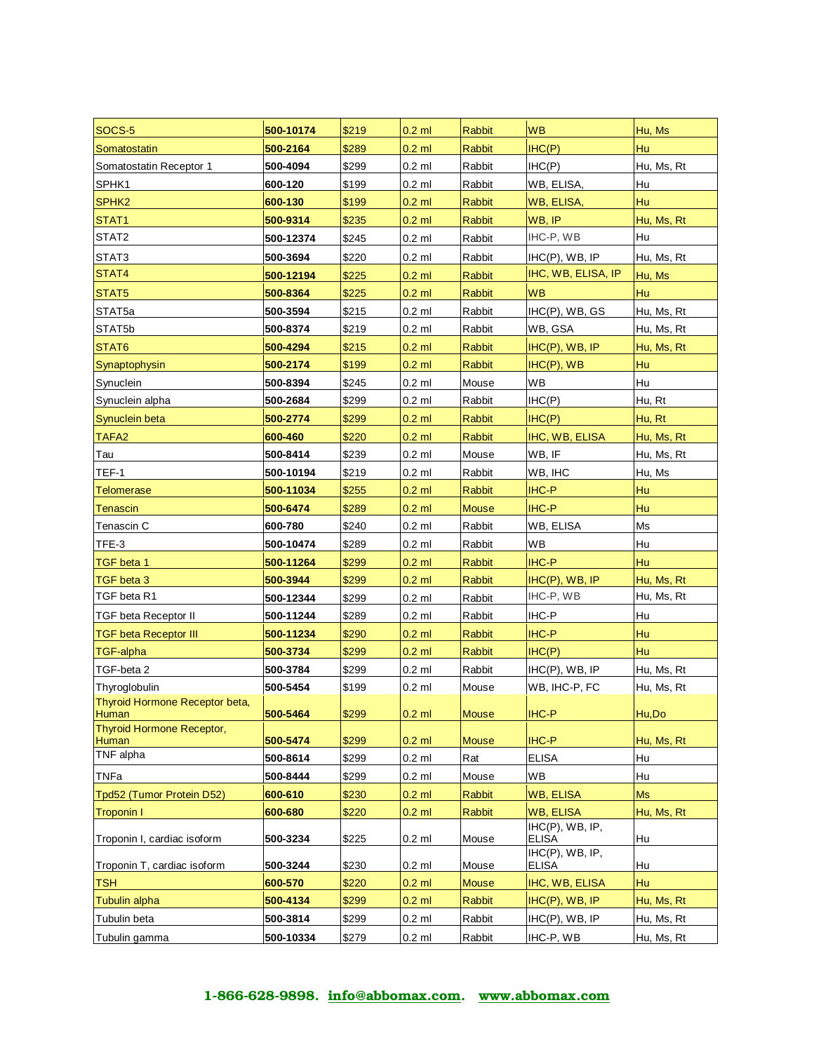| SOCS-5 | 500-10174 | $219 | 0.2 ml | Rabbit | WB | Hu, Ms |
|---|---|---|---|---|---|---|
| Somatostatin | 500-2164 | $289 | 0.2 ml | Rabbit | IHC(P) | Hu |
| Somatostatin Receptor 1 | 500-4094 | $299 | 0.2 ml | Rabbit | IHC(P) | Hu, Ms, Rt |
| SPHK1 | 600-120 | $199 | 0.2 ml | Rabbit | WB, ELISA, | Hu |
| SPHK2 | 600-130 | $199 | 0.2 ml | Rabbit | WB, ELISA, | Hu |
| STAT1 | 500-9314 | $235 | 0.2 ml | Rabbit | WB, IP | Hu, Ms, Rt |
| STAT2 | 500-12374 | $245 | 0.2 ml | Rabbit | IHC-P, WB | Hu |
| STAT3 | 500-3694 | $220 | 0.2 ml | Rabbit | IHC(P), WB, IP | Hu, Ms, Rt |
| STAT4 | 500-12194 | $225 | 0.2 ml | Rabbit | IHC, WB, ELISA, IP | Hu, Ms |
| STAT5 | 500-8364 | $225 | 0.2 ml | Rabbit | WB | Hu |
| STAT5a | 500-3594 | $215 | 0.2 ml | Rabbit | IHC(P), WB, GS | Hu, Ms, Rt |
| STAT5b | 500-8374 | $219 | 0.2 ml | Rabbit | WB, GSA | Hu, Ms, Rt |
| STAT6 | 500-4294 | $215 | 0.2 ml | Rabbit | IHC(P), WB, IP | Hu, Ms, Rt |
| Synaptophysin | 500-2174 | $199 | 0.2 ml | Rabbit | IHC(P), WB | Hu |
| Synuclein | 500-8394 | $245 | 0.2 ml | Mouse | WB | Hu |
| Synuclein alpha | 500-2684 | $299 | 0.2 ml | Rabbit | IHC(P) | Hu, Rt |
| Synuclein beta | 500-2774 | $299 | 0.2 ml | Rabbit | IHC(P) | Hu, Rt |
| TAFA2 | 600-460 | $220 | 0.2 ml | Rabbit | IHC, WB, ELISA | Hu, Ms, Rt |
| Tau | 500-8414 | $239 | 0.2 ml | Mouse | WB, IF | Hu, Ms, Rt |
| TEF-1 | 500-10194 | $219 | 0.2 ml | Rabbit | WB, IHC | Hu, Ms |
| Telomerase | 500-11034 | $255 | 0.2 ml | Rabbit | IHC-P | Hu |
| Tenascin | 500-6474 | $289 | 0.2 ml | Mouse | IHC-P | Hu |
| Tenascin C | 600-780 | $240 | 0.2 ml | Rabbit | WB, ELISA | Ms |
| TFE-3 | 500-10474 | $289 | 0.2 ml | Rabbit | WB | Hu |
| TGF beta 1 | 500-11264 | $299 | 0.2 ml | Rabbit | IHC-P | Hu |
| TGF beta 3 | 500-3944 | $299 | 0.2 ml | Rabbit | IHC(P), WB, IP | Hu, Ms, Rt |
| TGF beta R1 | 500-12344 | $299 | 0.2 ml | Rabbit | IHC-P, WB | Hu, Ms, Rt |
| TGF beta Receptor II | 500-11244 | $289 | 0.2 ml | Rabbit | IHC-P | Hu |
| TGF beta Receptor III | 500-11234 | $290 | 0.2 ml | Rabbit | IHC-P | Hu |
| TGF-alpha | 500-3734 | $299 | 0.2 ml | Rabbit | IHC(P) | Hu |
| TGF-beta 2 | 500-3784 | $299 | 0.2 ml | Rabbit | IHC(P), WB, IP | Hu, Ms, Rt |
| Thyroglobulin | 500-5454 | $199 | 0.2 ml | Mouse | WB, IHC-P, FC | Hu, Ms, Rt |
| Thyroid Hormone Receptor beta, Human | 500-5464 | $299 | 0.2 ml | Mouse | IHC-P | Hu,Do |
| Thyroid Hormone Receptor, Human | 500-5474 | $299 | 0.2 ml | Mouse | IHC-P | Hu, Ms, Rt |
| TNF alpha | 500-8614 | $299 | 0.2 ml | Rat | ELISA | Hu |
| TNFa | 500-8444 | $299 | 0.2 ml | Mouse | WB | Hu |
| Tpd52 (Tumor Protein D52) | 600-610 | $230 | 0.2 ml | Rabbit | WB, ELISA | Ms |
| Troponin I | 600-680 | $220 | 0.2 ml | Rabbit | WB, ELISA | Hu, Ms, Rt |
| Troponin I, cardiac isoform | 500-3234 | $225 | 0.2 ml | Mouse | IHC(P), WB, IP, ELISA | Hu |
| Troponin T, cardiac isoform | 500-3244 | $230 | 0.2 ml | Mouse | IHC(P), WB, IP, ELISA | Hu |
| TSH | 600-570 | $220 | 0.2 ml | Mouse | IHC, WB, ELISA | Hu |
| Tubulin alpha | 500-4134 | $299 | 0.2 ml | Rabbit | IHC(P), WB, IP | Hu, Ms, Rt |
| Tubulin beta | 500-3814 | $299 | 0.2 ml | Rabbit | IHC(P), WB, IP | Hu, Ms, Rt |
| Tubulin gamma | 500-10334 | $279 | 0.2 ml | Rabbit | IHC-P, WB | Hu, Ms, Rt |

**1-866-628-9898. info@abbomax.com. www.abbomax.com**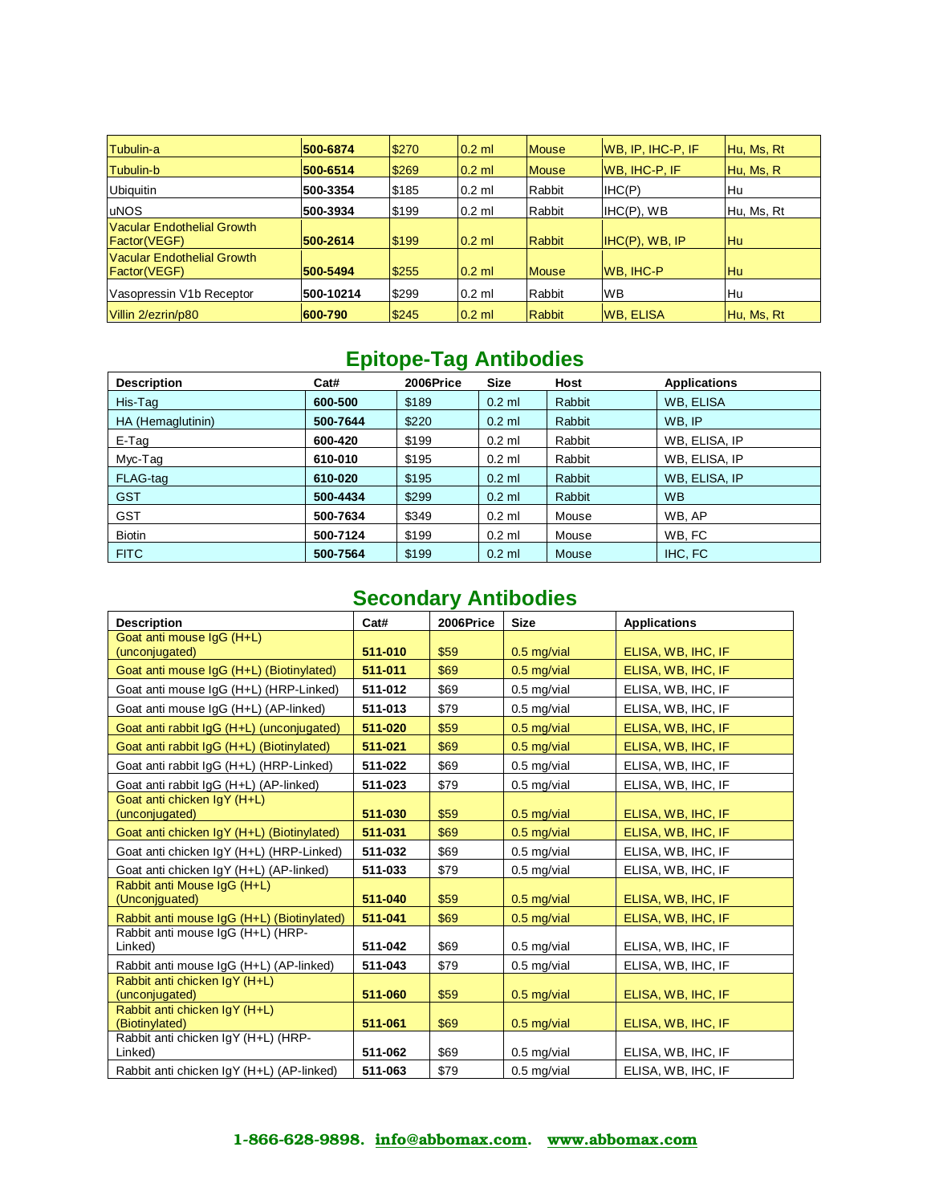| | | | | | | |
|---|---|---|---|---|---|---|
| Tubulin-a | **500-6874** | $270 | 0.2 ml | Mouse | WB, IP, IHC-P, IF | Hu, Ms, Rt |
| Tubulin-b | **500-6514** | $269 | 0.2 ml | Mouse | WB, IHC-P, IF | Hu, Ms, R |
| Ubiquitin | **500-3354** | $185 | 0.2 ml | Rabbit | IHC(P) | Hu |
| uNOS | **500-3934** | $199 | 0.2 ml | Rabbit | IHC(P), WB | Hu, Ms, Rt |
| Vacular Endothelial Growth Factor(VEGF) | **500-2614** | $199 | 0.2 ml | Rabbit | IHC(P), WB, IP | Hu |
| Vacular Endothelial Growth Factor(VEGF) | **500-5494** | $255 | 0.2 ml | Mouse | WB, IHC-P | Hu |
| Vasopressin V1b Receptor | **500-10214** | $299 | 0.2 ml | Rabbit | WB | Hu |
| Villin 2/ezrin/p80 | **600-790** | $245 | 0.2 ml | Rabbit | WB, ELISA | Hu, Ms, Rt |

## Epitope-Tag Antibodies

| Description | Cat# | 2006Price | Size | Host | Applications |
|---|---|---|---|---|---|
| His-Tag | **600-500** | $189 | 0.2 ml | Rabbit | WB, ELISA |
| HA (Hemaglutinin) | **500-7644** | $220 | 0.2 ml | Rabbit | WB, IP |
| E-Tag | **600-420** | $199 | 0.2 ml | Rabbit | WB, ELISA, IP |
| Myc-Tag | **610-010** | $195 | 0.2 ml | Rabbit | WB, ELISA, IP |
| FLAG-tag | **610-020** | $195 | 0.2 ml | Rabbit | WB, ELISA, IP |
| GST | **500-4434** | $299 | 0.2 ml | Rabbit | WB |
| GST | **500-7634** | $349 | 0.2 ml | Mouse | WB, AP |
| Biotin | **500-7124** | $199 | 0.2 ml | Mouse | WB, FC |
| FITC | **500-7564** | $199 | 0.2 ml | Mouse | IHC, FC |

## Secondary Antibodies

| Description | Cat# | 2006Price | Size | Applications |
|---|---|---|---|---|
| Goat anti mouse IgG (H+L) (unconjugated) | **511-010** | $59 | 0.5 mg/vial | ELISA, WB, IHC, IF |
| Goat anti mouse IgG (H+L) (Biotinylated) | **511-011** | $69 | 0.5 mg/vial | ELISA, WB, IHC, IF |
| Goat anti mouse IgG (H+L) (HRP-Linked) | **511-012** | $69 | 0.5 mg/vial | ELISA, WB, IHC, IF |
| Goat anti mouse IgG (H+L) (AP-linked) | **511-013** | $79 | 0.5 mg/vial | ELISA, WB, IHC, IF |
| Goat anti rabbit IgG (H+L) (unconjugated) | **511-020** | $59 | 0.5 mg/vial | ELISA, WB, IHC, IF |
| Goat anti rabbit IgG (H+L) (Biotinylated) | **511-021** | $69 | 0.5 mg/vial | ELISA, WB, IHC, IF |
| Goat anti rabbit IgG (H+L) (HRP-Linked) | **511-022** | $69 | 0.5 mg/vial | ELISA, WB, IHC, IF |
| Goat anti rabbit IgG (H+L) (AP-linked) | **511-023** | $79 | 0.5 mg/vial | ELISA, WB, IHC, IF |
| Goat anti chicken IgY (H+L) (unconjugated) | **511-030** | $59 | 0.5 mg/vial | ELISA, WB, IHC, IF |
| Goat anti chicken IgY (H+L) (Biotinylated) | **511-031** | $69 | 0.5 mg/vial | ELISA, WB, IHC, IF |
| Goat anti chicken IgY (H+L) (HRP-Linked) | **511-032** | $69 | 0.5 mg/vial | ELISA, WB, IHC, IF |
| Goat anti chicken IgY (H+L) (AP-linked) | **511-033** | $79 | 0.5 mg/vial | ELISA, WB, IHC, IF |
| Rabbit anti Mouse IgG (H+L) (Unconjguated) | **511-040** | $59 | 0.5 mg/vial | ELISA, WB, IHC, IF |
| Rabbit anti mouse IgG (H+L) (Biotinylated) | **511-041** | $69 | 0.5 mg/vial | ELISA, WB, IHC, IF |
| Rabbit anti mouse IgG (H+L) (HRP-Linked) | **511-042** | $69 | 0.5 mg/vial | ELISA, WB, IHC, IF |
| Rabbit anti mouse IgG (H+L) (AP-linked) | **511-043** | $79 | 0.5 mg/vial | ELISA, WB, IHC, IF |
| Rabbit anti chicken IgY (H+L) (unconjugated) | **511-060** | $59 | 0.5 mg/vial | ELISA, WB, IHC, IF |
| Rabbit anti chicken IgY (H+L) (Biotinylated) | **511-061** | $69 | 0.5 mg/vial | ELISA, WB, IHC, IF |
| Rabbit anti chicken IgY (H+L) (HRP-Linked) | **511-062** | $69 | 0.5 mg/vial | ELISA, WB, IHC, IF |
| Rabbit anti chicken IgY (H+L) (AP-linked) | **511-063** | $79 | 0.5 mg/vial | ELISA, WB, IHC, IF |

**1-866-628-9898. info@abbomax.com. www.abbomax.com**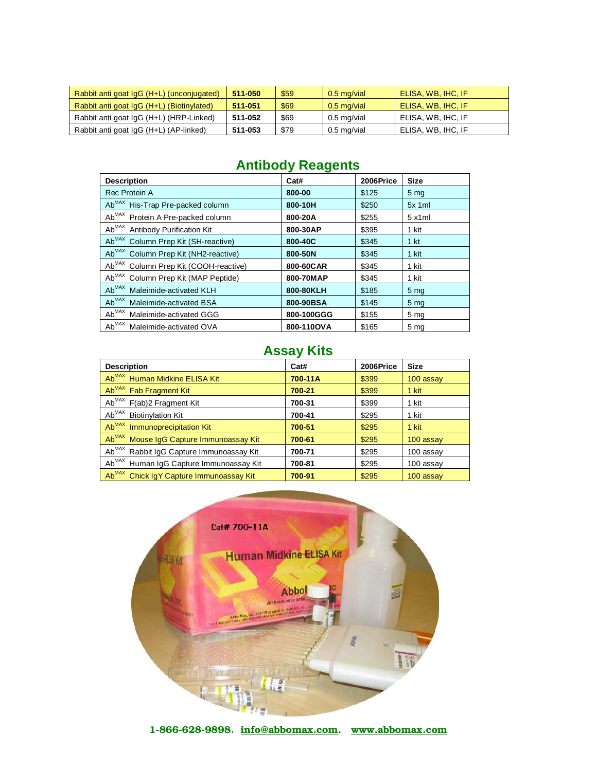| Rabbit anti goat IgG (H+L) (unconjugated) | 511-050 | $59 | 0.5 mg/vial | ELISA, WB, IHC, IF |
|---|---|---|---|---|
| Rabbit anti goat IgG (H+L) (Biotinylated) | 511-051 | $69 | 0.5 mg/vial | ELISA, WB, IHC, IF |
| Rabbit anti goat IgG (H+L) (HRP-Linked) | 511-052 | $69 | 0.5 mg/vial | ELISA, WB, IHC, IF |
| Rabbit anti goat IgG (H+L) (AP-linked) | 511-053 | $79 | 0.5 mg/vial | ELISA, WB, IHC, IF |

## Antibody Reagents

| Description | Cat# | 2006Price | Size |
|---|---|---|---|
| Rec Protein A | 800-00 | $125 | 5 mg |
| Ab$^{MAX}$ His-Trap Pre-packed column | 800-10H | $250 | 5x 1ml |
| Ab$^{MAX}$ Protein A Pre-packed column | 800-20A | $255 | 5 x1ml |
| Ab$^{MAX}$ Antibody Purification Kit | 800-30AP | $395 | 1 kit |
| Ab$^{MAX}$ Column Prep Kit (SH-reactive) | 800-40C | $345 | 1 kt |
| Ab$^{MAX}$ Column Prep Kit (NH2-reactive) | 800-50N | $345 | 1 kit |
| Ab$^{MAX}$ Column Prep Kit (COOH-reactive) | 800-60CAR | $345 | 1 kit |
| Ab$^{MAX}$ Column Prep Kit (MAP Peptide) | 800-70MAP | $345 | 1 kit |
| Ab$^{MAX}$ Maleimide-activated KLH | 800-80KLH | $185 | 5 mg |
| Ab$^{MAX}$ Maleimide-activated BSA | 800-90BSA | $145 | 5 mg |
| Ab$^{MAX}$ Maleimide-activated GGG | 800-100GGG | $155 | 5 mg |
| Ab$^{MAX}$ Maleimide-activated OVA | 800-110OVA | $165 | 5 mg |

## Assay Kits

| Description | Cat# | 2006Price | Size |
|---|---|---|---|
| Ab$^{MAX}$ Human Midkine ELISA Kit | 700-11A | $399 | 100 assay |
| Ab$^{MAX}$ Fab Fragment Kit | 700-21 | $399 | 1 kit |
| Ab$^{MAX}$ F(ab)2 Fragment Kit | 700-31 | $399 | 1 kit |
| Ab$^{MAX}$ Biotinylation Kit | 700-41 | $295 | 1 kit |
| Ab$^{MAX}$ Immunoprecipitation Kit | 700-51 | $295 | 1 kit |
| Ab$^{MAX}$ Mouse IgG Capture Immunoassay Kit | 700-61 | $295 | 100 assay |
| Ab$^{MAX}$ Rabbit IgG Capture Immunoassay Kit | 700-71 | $295 | 100 assay |
| Ab$^{MAX}$ Human IgG Capture Immunoassay Kit | 700-81 | $295 | 100 assay |
| Ab$^{MAX}$ Chick IgY Capture Immunoassay Kit | 700-91 | $295 | 100 assay |

1-866-628-9898. info@abbomax.com. www.abbomax.com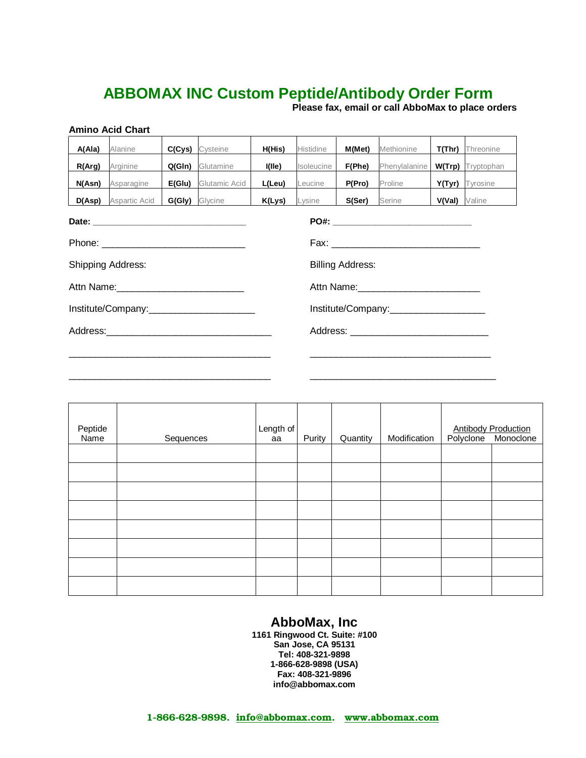# ABBOMAX INC Custom Peptide/Antibody Order Form

**Please fax, email or call AbboMax to place orders**

**Amino Acid Chart**

| | | | | | | | | | |
|---|---|---|---|---|---|---|---|---|---|
| **A(Ala)** | Alanine | **C(Cys)** | Cysteine | **H(His)** | Histidine | **M(Met)** | Methionine | **T(Thr)** | Threonine |
| **R(Arg)** | Arginine | **Q(Gln)** | Glutamine | **I(Ile)** | Isoleucine | **F(Phe)** | Phenylalanine | **W(Trp)** | Tryptophan |
| **N(Asn)** | Asparagine | **E(Glu)** | Glutamic Acid | **L(Leu)** | Leucine | **P(Pro)** | Proline | **Y(Tyr)** | Tyrosine |
| **D(Asp)** | Aspartic Acid | **G(Gly)** | Glycine | **K(Lys)** | Lysine | **S(Ser)** | Serine | **V(Val)** | Valine |

**Date:** ______________________________

**PO#:** ___________________________

Phone: ___________________________

Fax: ____________________________

Shipping Address:

Attn Name:_______________________

Institute/Company:___________________

Address:_______________________________

_______________________________________

_______________________________________

Billing Address:

Attn Name:_______________________

Institute/Company:__________________

Address: __________________________

__________________________________

__________________________________

| Peptide Name | Sequences | Length of aa | Purity | Quantity | Modification | Antibody Production Polyclone | Monoclone |
|---|---|---|---|---|---|---|---|
| | | | | | | | |
| | | | | | | | |
| | | | | | | | |
| | | | | | | | |
| | | | | | | | |
| | | | | | | | |
| | | | | | | | |
| | | | | | | | |

## AbboMax, Inc

**1161 Ringwood Ct. Suite: #100**
**San Jose, CA 95131**
**Tel: 408-321-9898**
**1-866-628-9898 (USA)**
**Fax: 408-321-9896**
**info@abbomax.com**

**1-866-628-9898. info@abbomax.com. www.abbomax.com**